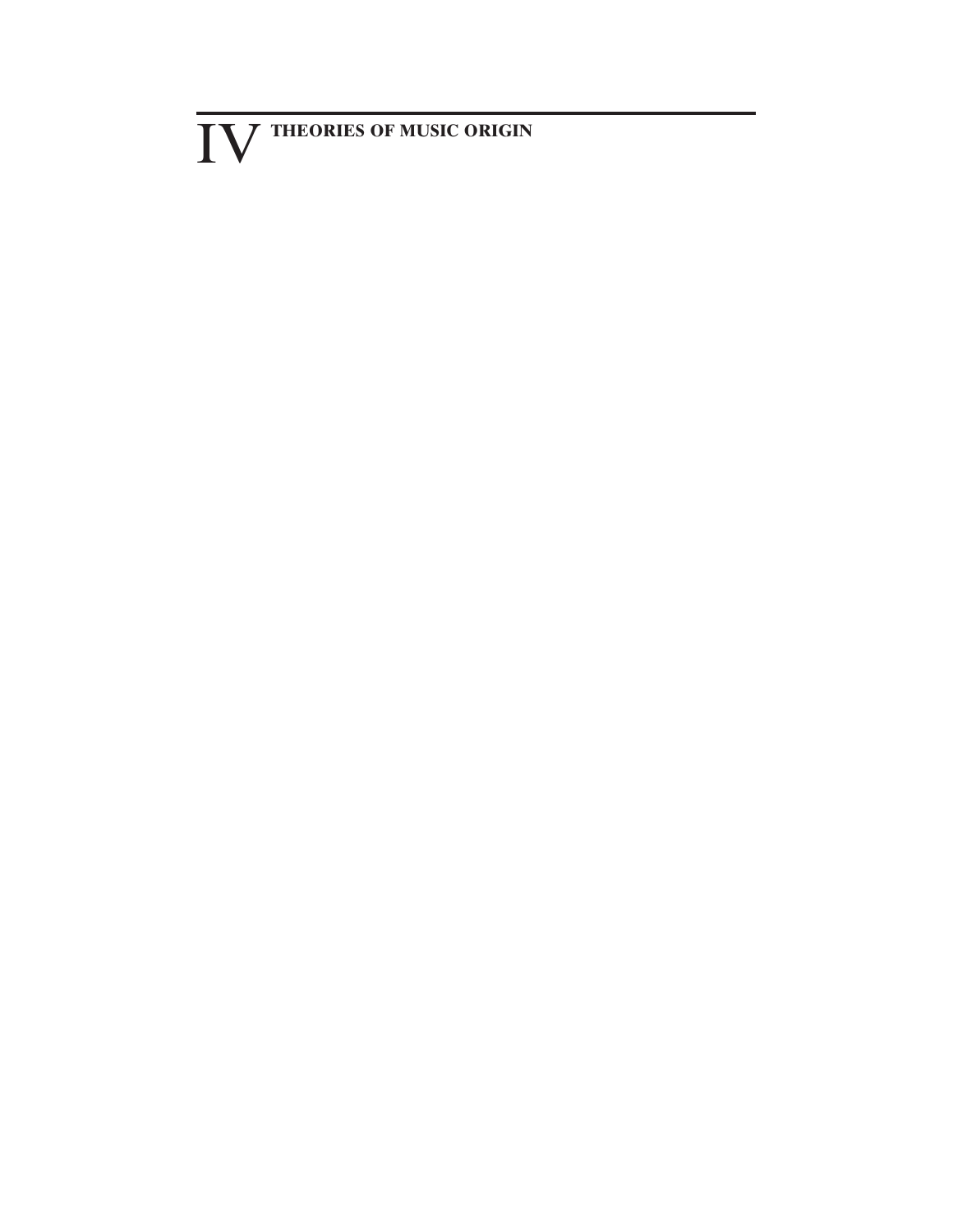# IV THEORIES OF MUSIC ORIGIN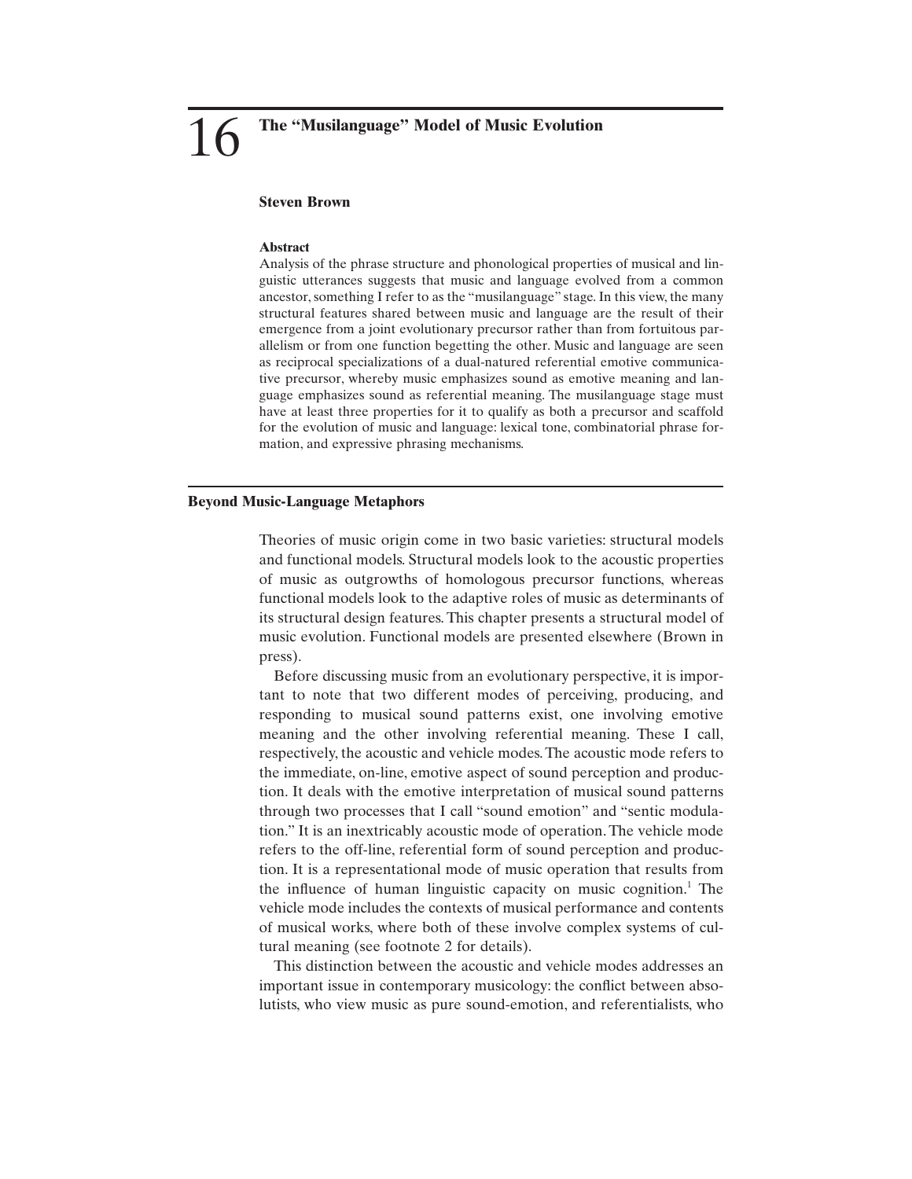# 16 The "Musilanguage" Model of Music Evolution

**Steven Brown**

**Abstract**

Analysis of the phrase structure and phonological properties of musical and linguistic utterances suggests that music and language evolved from a common ancestor, something I refer to as the "musilanguage" stage. In this view, the many structural features shared between music and language are the result of their emergence from a joint evolutionary precursor rather than from fortuitous parallelism or from one function begetting the other. Music and language are seen as reciprocal specializations of a dual-natured referential emotive communicative precursor, whereby music emphasizes sound as emotive meaning and language emphasizes sound as referential meaning. The musilanguage stage must have at least three properties for it to qualify as both a precursor and scaffold for the evolution of music and language: lexical tone, combinatorial phrase formation, and expressive phrasing mechanisms.

## Beyond Music-Language Metaphors

Theories of music origin come in two basic varieties: structural models and functional models. Structural models look to the acoustic properties of music as outgrowths of homologous precursor functions, whereas functional models look to the adaptive roles of music as determinants of its structural design features. This chapter presents a structural model of music evolution. Functional models are presented elsewhere (Brown in press).

Before discussing music from an evolutionary perspective, it is important to note that two different modes of perceiving, producing, and responding to musical sound patterns exist, one involving emotive meaning and the other involving referential meaning. These I call, respectively, the acoustic and vehicle modes. The acoustic mode refers to the immediate, on-line, emotive aspect of sound perception and production. It deals with the emotive interpretation of musical sound patterns through two processes that I call "sound emotion" and "sentic modulation." It is an inextricably acoustic mode of operation. The vehicle mode refers to the off-line, referential form of sound perception and production. It is a representational mode of music operation that results from the influence of human linguistic capacity on music cognition.[1] The vehicle mode includes the contexts of musical performance and contents of musical works, where both of these involve complex systems of cultural meaning (see footnote 2 for details).

This distinction between the acoustic and vehicle modes addresses an important issue in contemporary musicology: the conflict between absolutists, who view music as pure sound-emotion, and referentialists, who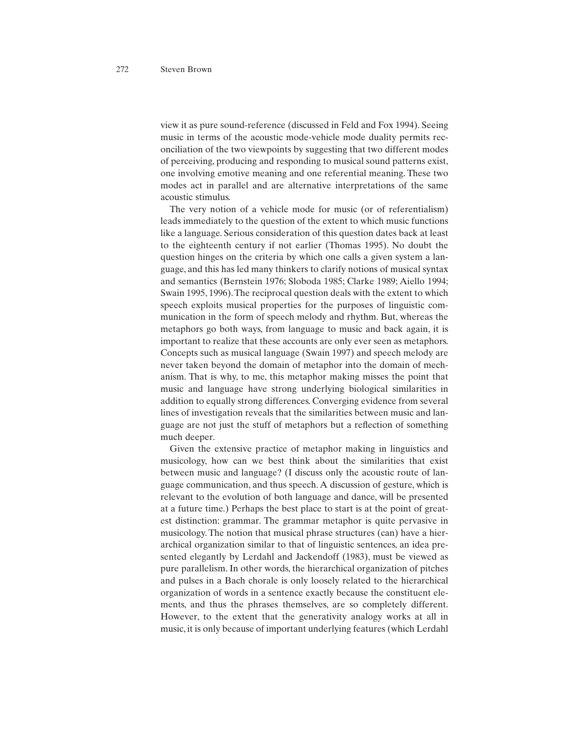view it as pure sound-reference (discussed in Feld and Fox 1994). Seeing music in terms of the acoustic mode-vehicle mode duality permits reconciliation of the two viewpoints by suggesting that two different modes of perceiving, producing and responding to musical sound patterns exist, one involving emotive meaning and one referential meaning. These two modes act in parallel and are alternative interpretations of the same acoustic stimulus.

The very notion of a vehicle mode for music (or of referentialism) leads immediately to the question of the extent to which music functions like a language. Serious consideration of this question dates back at least to the eighteenth century if not earlier (Thomas 1995). No doubt the question hinges on the criteria by which one calls a given system a language, and this has led many thinkers to clarify notions of musical syntax and semantics (Bernstein 1976; Sloboda 1985; Clarke 1989; Aiello 1994; Swain 1995, 1996). The reciprocal question deals with the extent to which speech exploits musical properties for the purposes of linguistic communication in the form of speech melody and rhythm. But, whereas the metaphors go both ways, from language to music and back again, it is important to realize that these accounts are only ever seen as metaphors. Concepts such as musical language (Swain 1997) and speech melody are never taken beyond the domain of metaphor into the domain of mechanism. That is why, to me, this metaphor making misses the point that music and language have strong underlying biological similarities in addition to equally strong differences. Converging evidence from several lines of investigation reveals that the similarities between music and language are not just the stuff of metaphors but a reflection of something much deeper.

Given the extensive practice of metaphor making in linguistics and musicology, how can we best think about the similarities that exist between music and language? (I discuss only the acoustic route of language communication, and thus speech. A discussion of gesture, which is relevant to the evolution of both language and dance, will be presented at a future time.) Perhaps the best place to start is at the point of greatest distinction: grammar. The grammar metaphor is quite pervasive in musicology. The notion that musical phrase structures (can) have a hierarchical organization similar to that of linguistic sentences, an idea presented elegantly by Lerdahl and Jackendoff (1983), must be viewed as pure parallelism. In other words, the hierarchical organization of pitches and pulses in a Bach chorale is only loosely related to the hierarchical organization of words in a sentence exactly because the constituent elements, and thus the phrases themselves, are so completely different. However, to the extent that the generativity analogy works at all in music, it is only because of important underlying features (which Lerdahl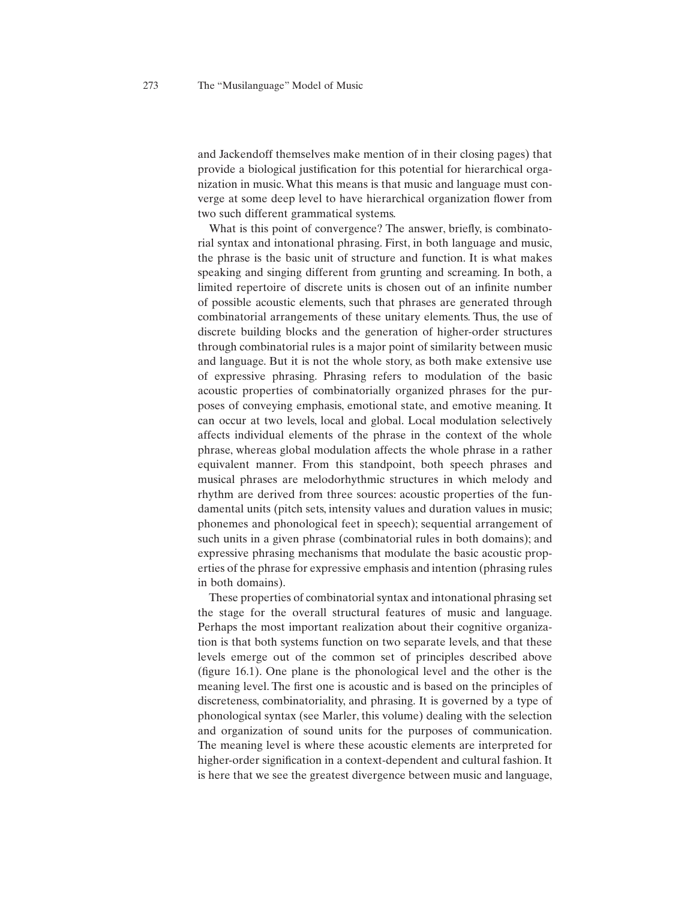and Jackendoff themselves make mention of in their closing pages) that provide a biological justification for this potential for hierarchical organization in music. What this means is that music and language must converge at some deep level to have hierarchical organization flower from two such different grammatical systems.

What is this point of convergence? The answer, briefly, is combinatorial syntax and intonational phrasing. First, in both language and music, the phrase is the basic unit of structure and function. It is what makes speaking and singing different from grunting and screaming. In both, a limited repertoire of discrete units is chosen out of an infinite number of possible acoustic elements, such that phrases are generated through combinatorial arrangements of these unitary elements. Thus, the use of discrete building blocks and the generation of higher-order structures through combinatorial rules is a major point of similarity between music and language. But it is not the whole story, as both make extensive use of expressive phrasing. Phrasing refers to modulation of the basic acoustic properties of combinatorially organized phrases for the purposes of conveying emphasis, emotional state, and emotive meaning. It can occur at two levels, local and global. Local modulation selectively affects individual elements of the phrase in the context of the whole phrase, whereas global modulation affects the whole phrase in a rather equivalent manner. From this standpoint, both speech phrases and musical phrases are melodorhythmic structures in which melody and rhythm are derived from three sources: acoustic properties of the fundamental units (pitch sets, intensity values and duration values in music; phonemes and phonological feet in speech); sequential arrangement of such units in a given phrase (combinatorial rules in both domains); and expressive phrasing mechanisms that modulate the basic acoustic properties of the phrase for expressive emphasis and intention (phrasing rules in both domains).

These properties of combinatorial syntax and intonational phrasing set the stage for the overall structural features of music and language. Perhaps the most important realization about their cognitive organization is that both systems function on two separate levels, and that these levels emerge out of the common set of principles described above (figure 16.1). One plane is the phonological level and the other is the meaning level. The first one is acoustic and is based on the principles of discreteness, combinatoriality, and phrasing. It is governed by a type of phonological syntax (see Marler, this volume) dealing with the selection and organization of sound units for the purposes of communication. The meaning level is where these acoustic elements are interpreted for higher-order signification in a context-dependent and cultural fashion. It is here that we see the greatest divergence between music and language,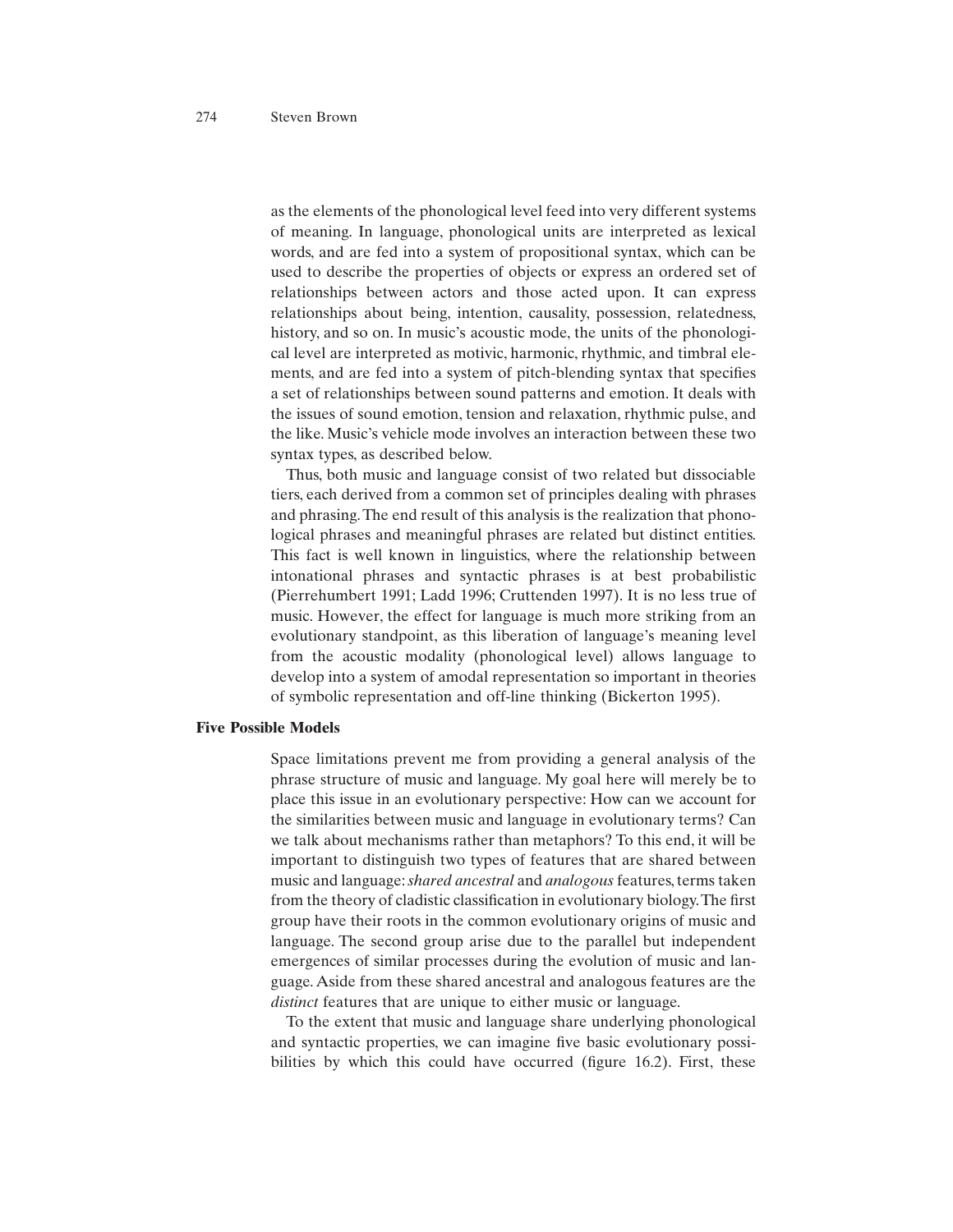as the elements of the phonological level feed into very different systems of meaning. In language, phonological units are interpreted as lexical words, and are fed into a system of propositional syntax, which can be used to describe the properties of objects or express an ordered set of relationships between actors and those acted upon. It can express relationships about being, intention, causality, possession, relatedness, history, and so on. In music's acoustic mode, the units of the phonological level are interpreted as motivic, harmonic, rhythmic, and timbral elements, and are fed into a system of pitch-blending syntax that specifies a set of relationships between sound patterns and emotion. It deals with the issues of sound emotion, tension and relaxation, rhythmic pulse, and the like. Music's vehicle mode involves an interaction between these two syntax types, as described below.

Thus, both music and language consist of two related but dissociable tiers, each derived from a common set of principles dealing with phrases and phrasing. The end result of this analysis is the realization that phonological phrases and meaningful phrases are related but distinct entities. This fact is well known in linguistics, where the relationship between intonational phrases and syntactic phrases is at best probabilistic (Pierrehumbert 1991; Ladd 1996; Cruttenden 1997). It is no less true of music. However, the effect for language is much more striking from an evolutionary standpoint, as this liberation of language's meaning level from the acoustic modality (phonological level) allows language to develop into a system of amodal representation so important in theories of symbolic representation and off-line thinking (Bickerton 1995).

## Five Possible Models

Space limitations prevent me from providing a general analysis of the phrase structure of music and language. My goal here will merely be to place this issue in an evolutionary perspective: How can we account for the similarities between music and language in evolutionary terms? Can we talk about mechanisms rather than metaphors? To this end, it will be important to distinguish two types of features that are shared between music and language: *shared ancestral* and *analogous* features, terms taken from the theory of cladistic classification in evolutionary biology. The first group have their roots in the common evolutionary origins of music and language. The second group arise due to the parallel but independent emergences of similar processes during the evolution of music and language. Aside from these shared ancestral and analogous features are the *distinct* features that are unique to either music or language.

To the extent that music and language share underlying phonological and syntactic properties, we can imagine five basic evolutionary possibilities by which this could have occurred (figure 16.2). First, these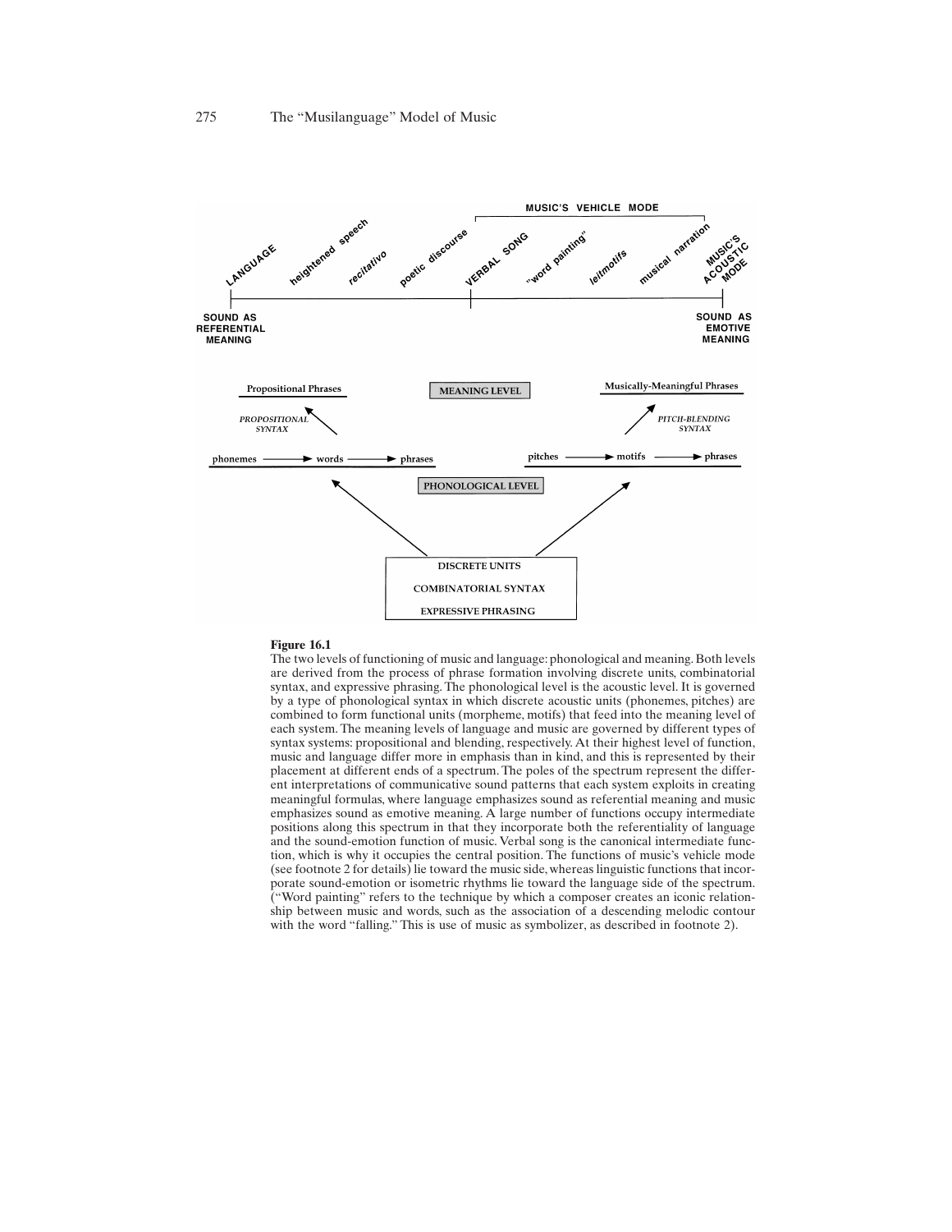**Figure 16.1**
The two levels of functioning of music and language: phonological and meaning. Both levels are derived from the process of phrase formation involving discrete units, combinatorial syntax, and expressive phrasing. The phonological level is the acoustic level. It is governed by a type of phonological syntax in which discrete acoustic units (phonemes, pitches) are combined to form functional units (morpheme, motifs) that feed into the meaning level of each system. The meaning levels of language and music are governed by different types of syntax systems: propositional and blending, respectively. At their highest level of function, music and language differ more in emphasis than in kind, and this is represented by their placement at different ends of a spectrum. The poles of the spectrum represent the different interpretations of communicative sound patterns that each system exploits in creating meaningful formulas, where language emphasizes sound as referential meaning and music emphasizes sound as emotive meaning. A large number of functions occupy intermediate positions along this spectrum in that they incorporate both the referentiality of language and the sound-emotion function of music. Verbal song is the canonical intermediate function, which is why it occupies the central position. The functions of music's vehicle mode (see footnote 2 for details) lie toward the music side, whereas linguistic functions that incorporate sound-emotion or isometric rhythms lie toward the language side of the spectrum. ("Word painting" refers to the technique by which a composer creates an iconic relationship between music and words, such as the association of a descending melodic contour with the word "falling." This is use of music as symbolizer, as described in footnote 2).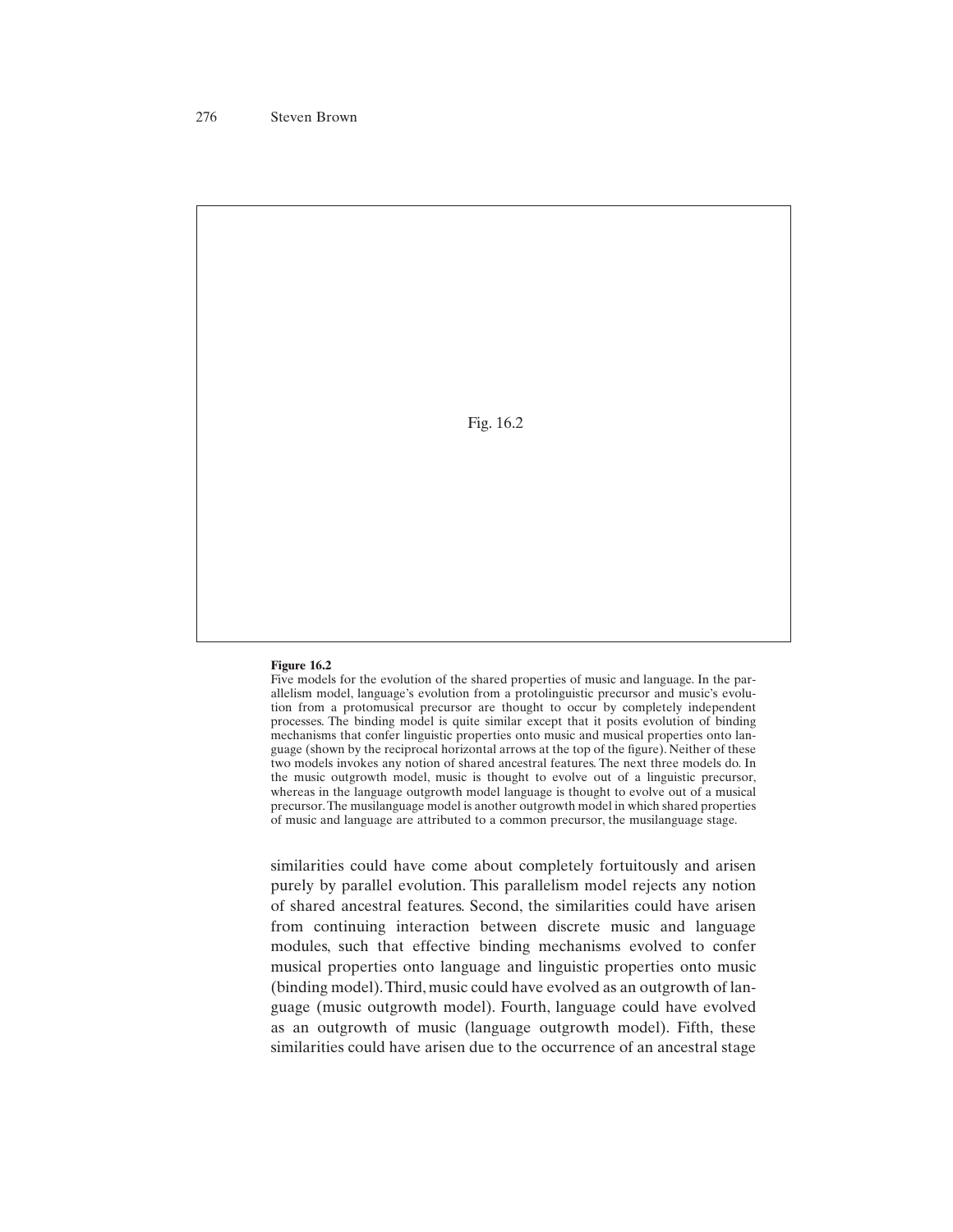Fig. 16.2

**Figure 16.2**
Five models for the evolution of the shared properties of music and language. In the parallelism model, language's evolution from a protolinguistic precursor and music's evolution from a protomusical precursor are thought to occur by completely independent processes. The binding model is quite similar except that it posits evolution of binding mechanisms that confer linguistic properties onto music and musical properties onto language (shown by the reciprocal horizontal arrows at the top of the figure). Neither of these two models invokes any notion of shared ancestral features. The next three models do. In the music outgrowth model, music is thought to evolve out of a linguistic precursor, whereas in the language outgrowth model language is thought to evolve out of a musical precursor. The musilanguage model is another outgrowth model in which shared properties of music and language are attributed to a common precursor, the musilanguage stage.

similarities could have come about completely fortuitously and arisen purely by parallel evolution. This parallelism model rejects any notion of shared ancestral features. Second, the similarities could have arisen from continuing interaction between discrete music and language modules, such that effective binding mechanisms evolved to confer musical properties onto language and linguistic properties onto music (binding model). Third, music could have evolved as an outgrowth of language (music outgrowth model). Fourth, language could have evolved as an outgrowth of music (language outgrowth model). Fifth, these similarities could have arisen due to the occurrence of an ancestral stage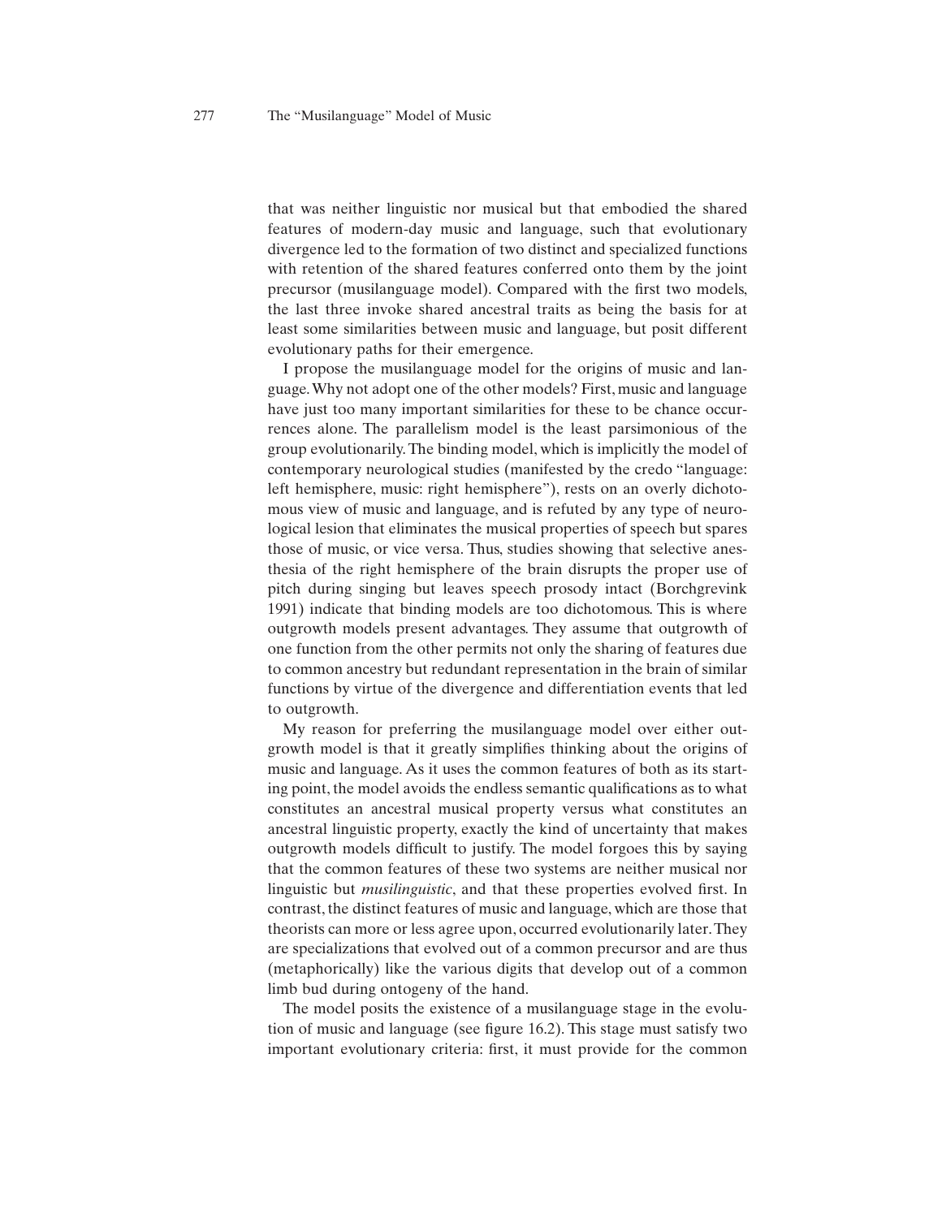that was neither linguistic nor musical but that embodied the shared features of modern-day music and language, such that evolutionary divergence led to the formation of two distinct and specialized functions with retention of the shared features conferred onto them by the joint precursor (musilanguage model). Compared with the first two models, the last three invoke shared ancestral traits as being the basis for at least some similarities between music and language, but posit different evolutionary paths for their emergence.

I propose the musilanguage model for the origins of music and language. Why not adopt one of the other models? First, music and language have just too many important similarities for these to be chance occurrences alone. The parallelism model is the least parsimonious of the group evolutionarily. The binding model, which is implicitly the model of contemporary neurological studies (manifested by the credo "language: left hemisphere, music: right hemisphere"), rests on an overly dichotomous view of music and language, and is refuted by any type of neurological lesion that eliminates the musical properties of speech but spares those of music, or vice versa. Thus, studies showing that selective anesthesia of the right hemisphere of the brain disrupts the proper use of pitch during singing but leaves speech prosody intact (Borchgrevink 1991) indicate that binding models are too dichotomous. This is where outgrowth models present advantages. They assume that outgrowth of one function from the other permits not only the sharing of features due to common ancestry but redundant representation in the brain of similar functions by virtue of the divergence and differentiation events that led to outgrowth.

My reason for preferring the musilanguage model over either outgrowth model is that it greatly simplifies thinking about the origins of music and language. As it uses the common features of both as its starting point, the model avoids the endless semantic qualifications as to what constitutes an ancestral musical property versus what constitutes an ancestral linguistic property, exactly the kind of uncertainty that makes outgrowth models difficult to justify. The model forgoes this by saying that the common features of these two systems are neither musical nor linguistic but *musilinguistic*, and that these properties evolved first. In contrast, the distinct features of music and language, which are those that theorists can more or less agree upon, occurred evolutionarily later. They are specializations that evolved out of a common precursor and are thus (metaphorically) like the various digits that develop out of a common limb bud during ontogeny of the hand.

The model posits the existence of a musilanguage stage in the evolution of music and language (see figure 16.2). This stage must satisfy two important evolutionary criteria: first, it must provide for the common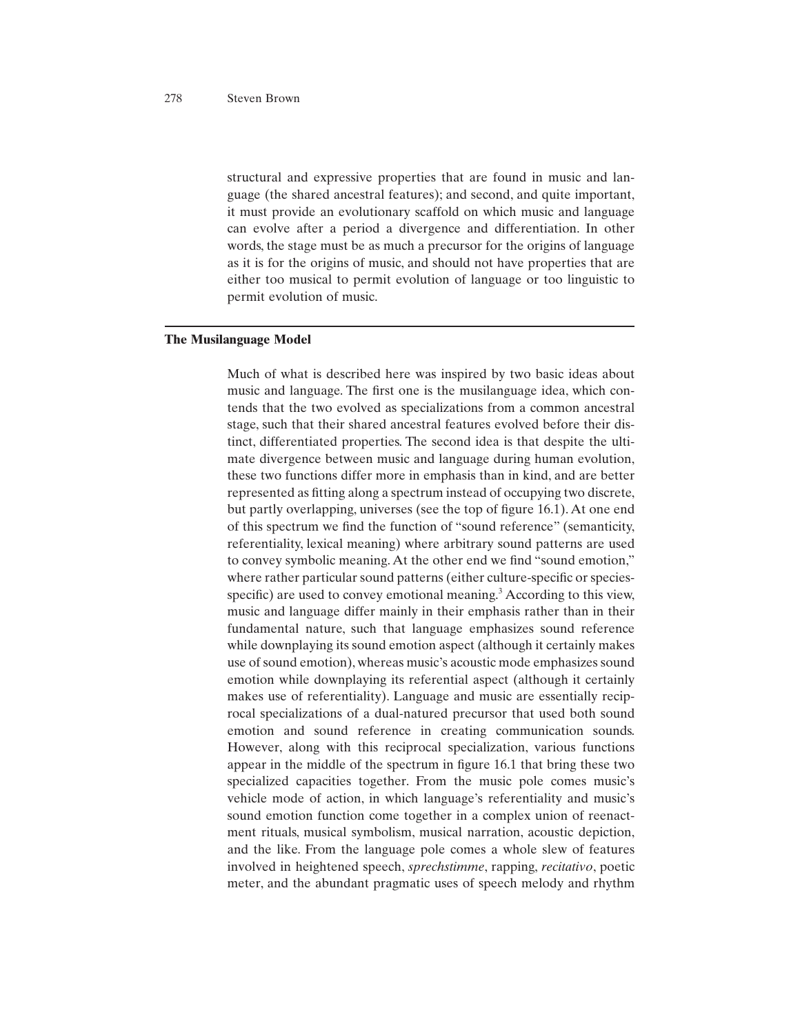structural and expressive properties that are found in music and language (the shared ancestral features); and second, and quite important, it must provide an evolutionary scaffold on which music and language can evolve after a period a divergence and differentiation. In other words, the stage must be as much a precursor for the origins of language as it is for the origins of music, and should not have properties that are either too musical to permit evolution of language or too linguistic to permit evolution of music.

## The Musilanguage Model

Much of what is described here was inspired by two basic ideas about music and language. The first one is the musilanguage idea, which contends that the two evolved as specializations from a common ancestral stage, such that their shared ancestral features evolved before their distinct, differentiated properties. The second idea is that despite the ultimate divergence between music and language during human evolution, these two functions differ more in emphasis than in kind, and are better represented as fitting along a spectrum instead of occupying two discrete, but partly overlapping, universes (see the top of figure 16.1). At one end of this spectrum we find the function of "sound reference" (semanticity, referentiality, lexical meaning) where arbitrary sound patterns are used to convey symbolic meaning. At the other end we find "sound emotion," where rather particular sound patterns (either culture-specific or species-specific) are used to convey emotional meaning.[3] According to this view, music and language differ mainly in their emphasis rather than in their fundamental nature, such that language emphasizes sound reference while downplaying its sound emotion aspect (although it certainly makes use of sound emotion), whereas music's acoustic mode emphasizes sound emotion while downplaying its referential aspect (although it certainly makes use of referentiality). Language and music are essentially reciprocal specializations of a dual-natured precursor that used both sound emotion and sound reference in creating communication sounds. However, along with this reciprocal specialization, various functions appear in the middle of the spectrum in figure 16.1 that bring these two specialized capacities together. From the music pole comes music's vehicle mode of action, in which language's referentiality and music's sound emotion function come together in a complex union of reenactment rituals, musical symbolism, musical narration, acoustic depiction, and the like. From the language pole comes a whole slew of features involved in heightened speech, *sprechstimme*, rapping, *recitativo*, poetic meter, and the abundant pragmatic uses of speech melody and rhythm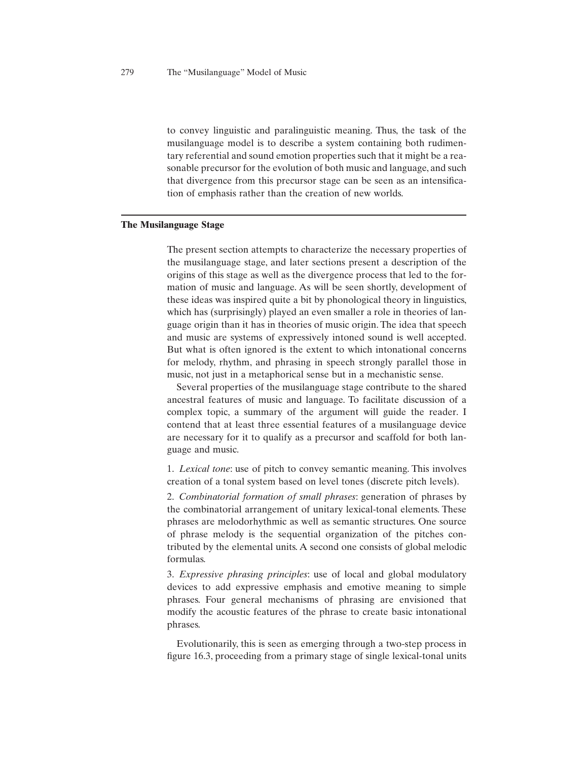to convey linguistic and paralinguistic meaning. Thus, the task of the musilanguage model is to describe a system containing both rudimentary referential and sound emotion properties such that it might be a reasonable precursor for the evolution of both music and language, and such that divergence from this precursor stage can be seen as an intensification of emphasis rather than the creation of new worlds.

## The Musilanguage Stage

The present section attempts to characterize the necessary properties of the musilanguage stage, and later sections present a description of the origins of this stage as well as the divergence process that led to the formation of music and language. As will be seen shortly, development of these ideas was inspired quite a bit by phonological theory in linguistics, which has (surprisingly) played an even smaller a role in theories of language origin than it has in theories of music origin. The idea that speech and music are systems of expressively intoned sound is well accepted. But what is often ignored is the extent to which intonational concerns for melody, rhythm, and phrasing in speech strongly parallel those in music, not just in a metaphorical sense but in a mechanistic sense.

Several properties of the musilanguage stage contribute to the shared ancestral features of music and language. To facilitate discussion of a complex topic, a summary of the argument will guide the reader. I contend that at least three essential features of a musilanguage device are necessary for it to qualify as a precursor and scaffold for both language and music.

1. *Lexical tone*: use of pitch to convey semantic meaning. This involves creation of a tonal system based on level tones (discrete pitch levels).

2. *Combinatorial formation of small phrases*: generation of phrases by the combinatorial arrangement of unitary lexical-tonal elements. These phrases are melodorhythmic as well as semantic structures. One source of phrase melody is the sequential organization of the pitches contributed by the elemental units. A second one consists of global melodic formulas.

3. *Expressive phrasing principles*: use of local and global modulatory devices to add expressive emphasis and emotive meaning to simple phrases. Four general mechanisms of phrasing are envisioned that modify the acoustic features of the phrase to create basic intonational phrases.

Evolutionarily, this is seen as emerging through a two-step process in figure 16.3, proceeding from a primary stage of single lexical-tonal units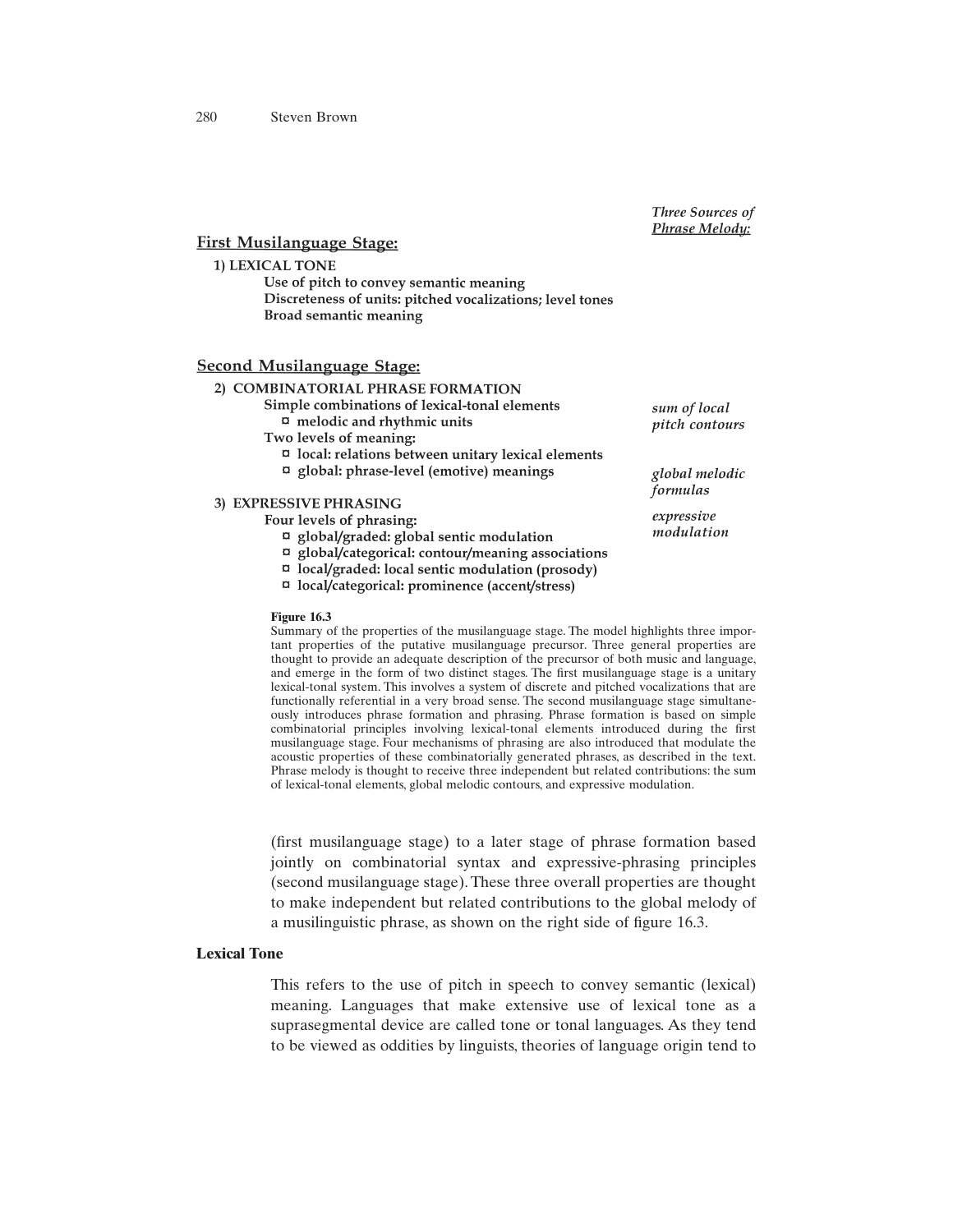*Three Sources of*
*<u>Phrase Melody:</u>*

**<u>First Musilanguage Stage:</u>**

**1) LEXICAL TONE**

**Use of pitch to convey semantic meaning**
**Discreteness of units: pitched vocalizations; level tones**
**Broad semantic meaning**

**<u>Second Musilanguage Stage:</u>**

**2) COMBINATORIAL PHRASE FORMATION**

**Simple combinations of lexical-tonal elements** — *sum of local pitch contours*

- **melodic and rhythmic units**

**Two levels of meaning:**

- **local: relations between unitary lexical elements**
- **global: phrase-level (emotive) meanings** — *global melodic formulas*

**3) EXPRESSIVE PHRASING**

**Four levels of phrasing:** — *expressive modulation*

- **global/graded: global sentic modulation**
- **global/categorical: contour/meaning associations**
- **local/graded: local sentic modulation (prosody)**
- **local/categorical: prominence (accent/stress)**

**Figure 16.3**
Summary of the properties of the musilanguage stage. The model highlights three important properties of the putative musilanguage precursor. Three general properties are thought to provide an adequate description of the precursor of both music and language, and emerge in the form of two distinct stages. The first musilanguage stage is a unitary lexical-tonal system. This involves a system of discrete and pitched vocalizations that are functionally referential in a very broad sense. The second musilanguage stage simultaneously introduces phrase formation and phrasing. Phrase formation is based on simple combinatorial principles involving lexical-tonal elements introduced during the first musilanguage stage. Four mechanisms of phrasing are also introduced that modulate the acoustic properties of these combinatorially generated phrases, as described in the text. Phrase melody is thought to receive three independent but related contributions: the sum of lexical-tonal elements, global melodic contours, and expressive modulation.

(first musilanguage stage) to a later stage of phrase formation based jointly on combinatorial syntax and expressive-phrasing principles (second musilanguage stage). These three overall properties are thought to make independent but related contributions to the global melody of a musilinguistic phrase, as shown on the right side of figure 16.3.

### Lexical Tone

This refers to the use of pitch in speech to convey semantic (lexical) meaning. Languages that make extensive use of lexical tone as a suprasegmental device are called tone or tonal languages. As they tend to be viewed as oddities by linguists, theories of language origin tend to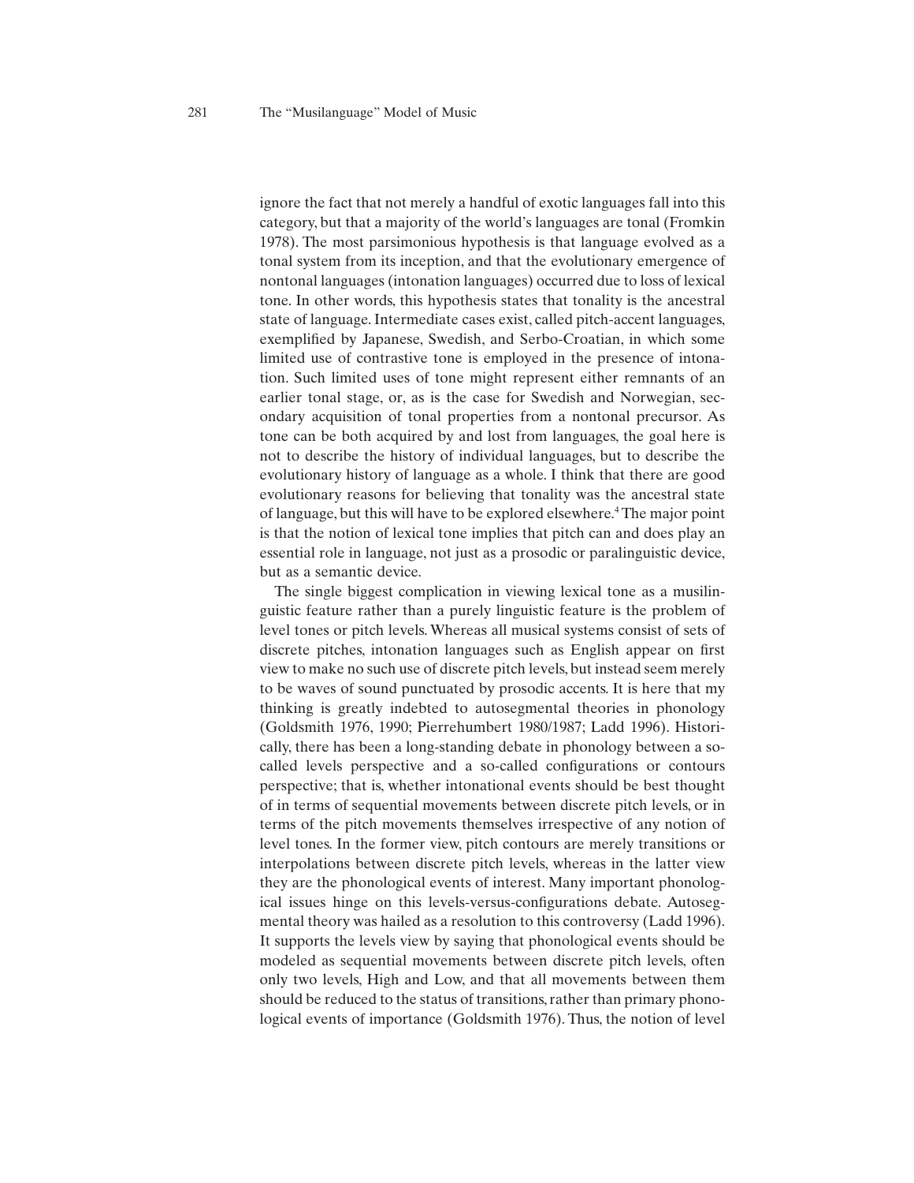ignore the fact that not merely a handful of exotic languages fall into this category, but that a majority of the world's languages are tonal (Fromkin 1978). The most parsimonious hypothesis is that language evolved as a tonal system from its inception, and that the evolutionary emergence of nontonal languages (intonation languages) occurred due to loss of lexical tone. In other words, this hypothesis states that tonality is the ancestral state of language. Intermediate cases exist, called pitch-accent languages, exemplified by Japanese, Swedish, and Serbo-Croatian, in which some limited use of contrastive tone is employed in the presence of intonation. Such limited uses of tone might represent either remnants of an earlier tonal stage, or, as is the case for Swedish and Norwegian, secondary acquisition of tonal properties from a nontonal precursor. As tone can be both acquired by and lost from languages, the goal here is not to describe the history of individual languages, but to describe the evolutionary history of language as a whole. I think that there are good evolutionary reasons for believing that tonality was the ancestral state of language, but this will have to be explored elsewhere.[4] The major point is that the notion of lexical tone implies that pitch can and does play an essential role in language, not just as a prosodic or paralinguistic device, but as a semantic device.

The single biggest complication in viewing lexical tone as a musilinguistic feature rather than a purely linguistic feature is the problem of level tones or pitch levels. Whereas all musical systems consist of sets of discrete pitches, intonation languages such as English appear on first view to make no such use of discrete pitch levels, but instead seem merely to be waves of sound punctuated by prosodic accents. It is here that my thinking is greatly indebted to autosegmental theories in phonology (Goldsmith 1976, 1990; Pierrehumbert 1980/1987; Ladd 1996). Historically, there has been a long-standing debate in phonology between a so-called levels perspective and a so-called configurations or contours perspective; that is, whether intonational events should be best thought of in terms of sequential movements between discrete pitch levels, or in terms of the pitch movements themselves irrespective of any notion of level tones. In the former view, pitch contours are merely transitions or interpolations between discrete pitch levels, whereas in the latter view they are the phonological events of interest. Many important phonological issues hinge on this levels-versus-configurations debate. Autosegmental theory was hailed as a resolution to this controversy (Ladd 1996). It supports the levels view by saying that phonological events should be modeled as sequential movements between discrete pitch levels, often only two levels, High and Low, and that all movements between them should be reduced to the status of transitions, rather than primary phonological events of importance (Goldsmith 1976). Thus, the notion of level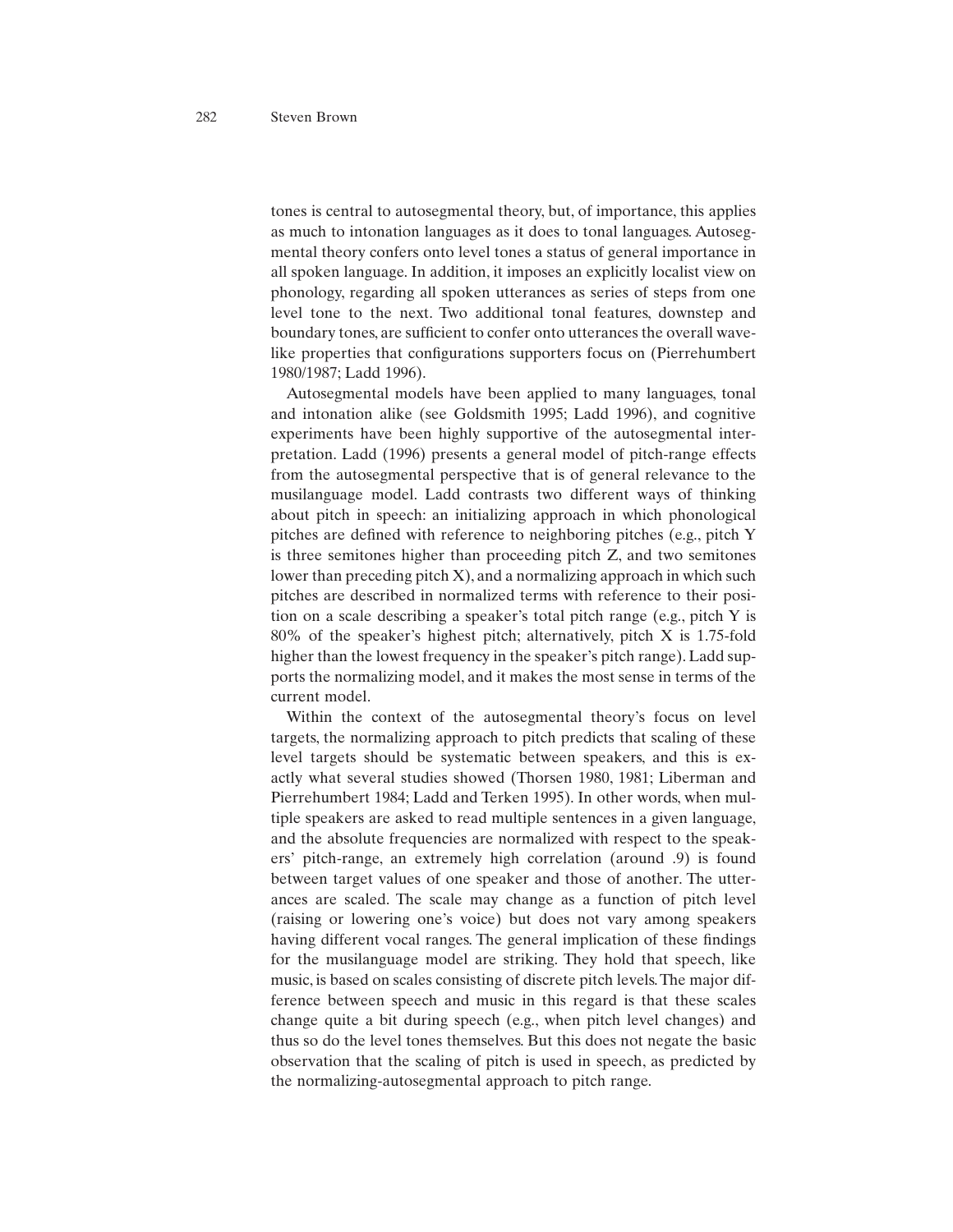tones is central to autosegmental theory, but, of importance, this applies as much to intonation languages as it does to tonal languages. Autosegmental theory confers onto level tones a status of general importance in all spoken language. In addition, it imposes an explicitly localist view on phonology, regarding all spoken utterances as series of steps from one level tone to the next. Two additional tonal features, downstep and boundary tones, are sufficient to confer onto utterances the overall wave-like properties that configurations supporters focus on (Pierrehumbert 1980/1987; Ladd 1996).

Autosegmental models have been applied to many languages, tonal and intonation alike (see Goldsmith 1995; Ladd 1996), and cognitive experiments have been highly supportive of the autosegmental interpretation. Ladd (1996) presents a general model of pitch-range effects from the autosegmental perspective that is of general relevance to the musilanguage model. Ladd contrasts two different ways of thinking about pitch in speech: an initializing approach in which phonological pitches are defined with reference to neighboring pitches (e.g., pitch Y is three semitones higher than proceeding pitch Z, and two semitones lower than preceding pitch X), and a normalizing approach in which such pitches are described in normalized terms with reference to their position on a scale describing a speaker's total pitch range (e.g., pitch Y is 80% of the speaker's highest pitch; alternatively, pitch X is 1.75-fold higher than the lowest frequency in the speaker's pitch range). Ladd supports the normalizing model, and it makes the most sense in terms of the current model.

Within the context of the autosegmental theory's focus on level targets, the normalizing approach to pitch predicts that scaling of these level targets should be systematic between speakers, and this is exactly what several studies showed (Thorsen 1980, 1981; Liberman and Pierrehumbert 1984; Ladd and Terken 1995). In other words, when multiple speakers are asked to read multiple sentences in a given language, and the absolute frequencies are normalized with respect to the speakers' pitch-range, an extremely high correlation (around .9) is found between target values of one speaker and those of another. The utterances are scaled. The scale may change as a function of pitch level (raising or lowering one's voice) but does not vary among speakers having different vocal ranges. The general implication of these findings for the musilanguage model are striking. They hold that speech, like music, is based on scales consisting of discrete pitch levels. The major difference between speech and music in this regard is that these scales change quite a bit during speech (e.g., when pitch level changes) and thus so do the level tones themselves. But this does not negate the basic observation that the scaling of pitch is used in speech, as predicted by the normalizing-autosegmental approach to pitch range.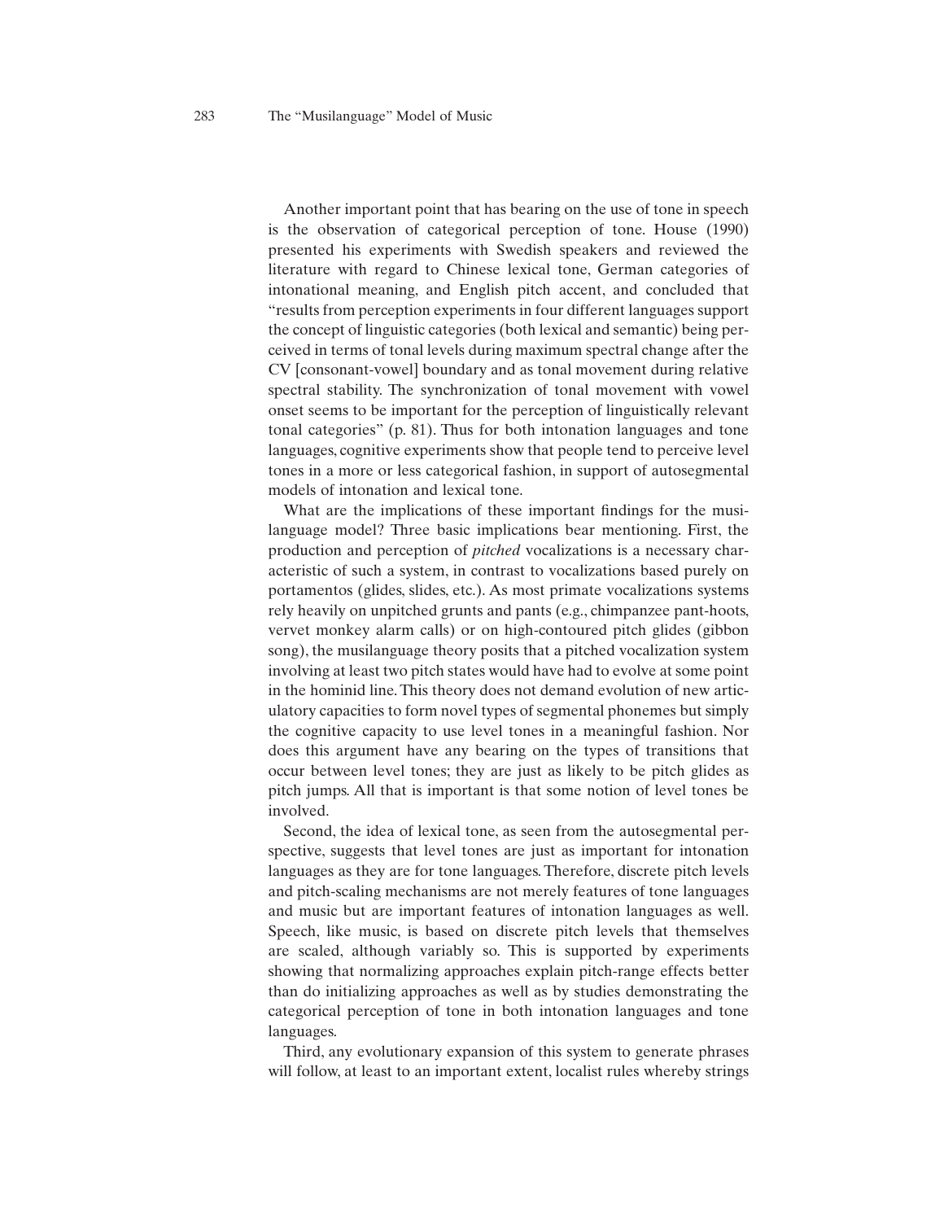Another important point that has bearing on the use of tone in speech is the observation of categorical perception of tone. House (1990) presented his experiments with Swedish speakers and reviewed the literature with regard to Chinese lexical tone, German categories of intonational meaning, and English pitch accent, and concluded that "results from perception experiments in four different languages support the concept of linguistic categories (both lexical and semantic) being perceived in terms of tonal levels during maximum spectral change after the CV [consonant-vowel] boundary and as tonal movement during relative spectral stability. The synchronization of tonal movement with vowel onset seems to be important for the perception of linguistically relevant tonal categories" (p. 81). Thus for both intonation languages and tone languages, cognitive experiments show that people tend to perceive level tones in a more or less categorical fashion, in support of autosegmental models of intonation and lexical tone.

What are the implications of these important findings for the musilanguage model? Three basic implications bear mentioning. First, the production and perception of *pitched* vocalizations is a necessary characteristic of such a system, in contrast to vocalizations based purely on portamentos (glides, slides, etc.). As most primate vocalizations systems rely heavily on unpitched grunts and pants (e.g., chimpanzee pant-hoots, vervet monkey alarm calls) or on high-contoured pitch glides (gibbon song), the musilanguage theory posits that a pitched vocalization system involving at least two pitch states would have had to evolve at some point in the hominid line. This theory does not demand evolution of new articulatory capacities to form novel types of segmental phonemes but simply the cognitive capacity to use level tones in a meaningful fashion. Nor does this argument have any bearing on the types of transitions that occur between level tones; they are just as likely to be pitch glides as pitch jumps. All that is important is that some notion of level tones be involved.

Second, the idea of lexical tone, as seen from the autosegmental perspective, suggests that level tones are just as important for intonation languages as they are for tone languages. Therefore, discrete pitch levels and pitch-scaling mechanisms are not merely features of tone languages and music but are important features of intonation languages as well. Speech, like music, is based on discrete pitch levels that themselves are scaled, although variably so. This is supported by experiments showing that normalizing approaches explain pitch-range effects better than do initializing approaches as well as by studies demonstrating the categorical perception of tone in both intonation languages and tone languages.

Third, any evolutionary expansion of this system to generate phrases will follow, at least to an important extent, localist rules whereby strings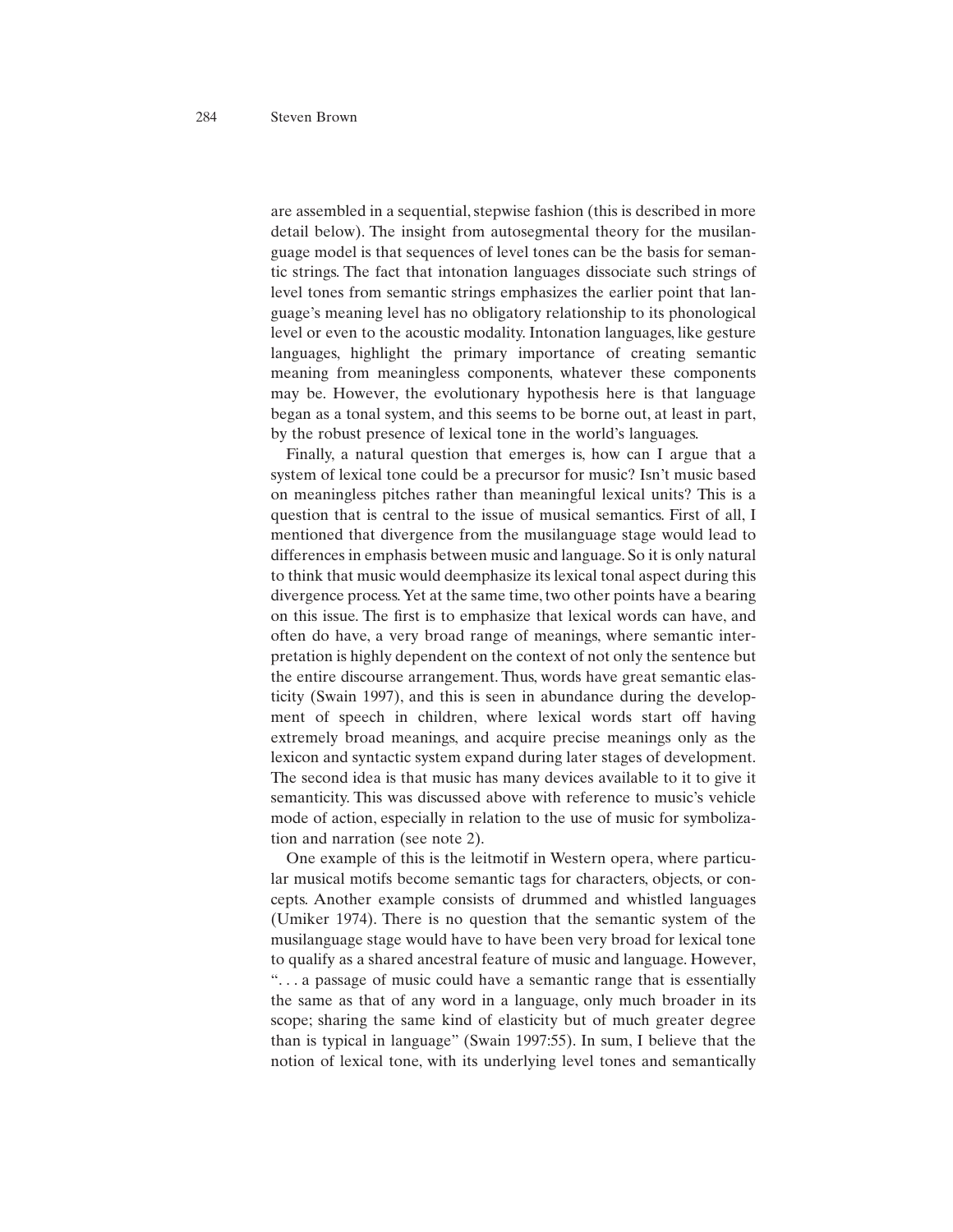are assembled in a sequential, stepwise fashion (this is described in more detail below). The insight from autosegmental theory for the musilanguage model is that sequences of level tones can be the basis for semantic strings. The fact that intonation languages dissociate such strings of level tones from semantic strings emphasizes the earlier point that language's meaning level has no obligatory relationship to its phonological level or even to the acoustic modality. Intonation languages, like gesture languages, highlight the primary importance of creating semantic meaning from meaningless components, whatever these components may be. However, the evolutionary hypothesis here is that language began as a tonal system, and this seems to be borne out, at least in part, by the robust presence of lexical tone in the world's languages.

Finally, a natural question that emerges is, how can I argue that a system of lexical tone could be a precursor for music? Isn't music based on meaningless pitches rather than meaningful lexical units? This is a question that is central to the issue of musical semantics. First of all, I mentioned that divergence from the musilanguage stage would lead to differences in emphasis between music and language. So it is only natural to think that music would deemphasize its lexical tonal aspect during this divergence process. Yet at the same time, two other points have a bearing on this issue. The first is to emphasize that lexical words can have, and often do have, a very broad range of meanings, where semantic interpretation is highly dependent on the context of not only the sentence but the entire discourse arrangement. Thus, words have great semantic elasticity (Swain 1997), and this is seen in abundance during the development of speech in children, where lexical words start off having extremely broad meanings, and acquire precise meanings only as the lexicon and syntactic system expand during later stages of development. The second idea is that music has many devices available to it to give it semanticity. This was discussed above with reference to music's vehicle mode of action, especially in relation to the use of music for symbolization and narration (see note 2).

One example of this is the leitmotif in Western opera, where particular musical motifs become semantic tags for characters, objects, or concepts. Another example consists of drummed and whistled languages (Umiker 1974). There is no question that the semantic system of the musilanguage stage would have to have been very broad for lexical tone to qualify as a shared ancestral feature of music and language. However, ". . . a passage of music could have a semantic range that is essentially the same as that of any word in a language, only much broader in its scope; sharing the same kind of elasticity but of much greater degree than is typical in language" (Swain 1997:55). In sum, I believe that the notion of lexical tone, with its underlying level tones and semantically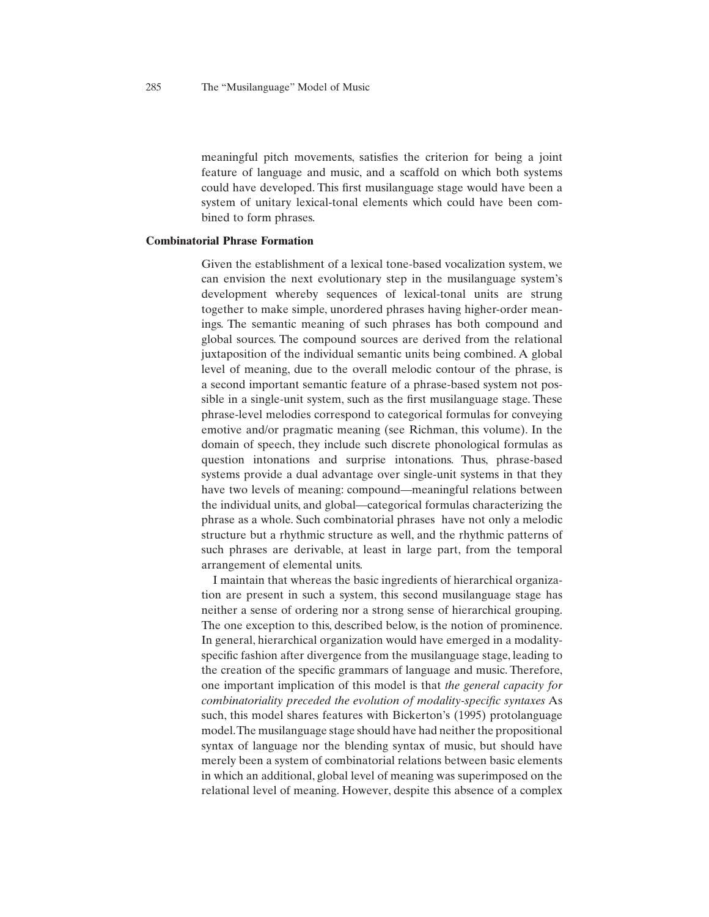meaningful pitch movements, satisfies the criterion for being a joint feature of language and music, and a scaffold on which both systems could have developed. This first musilanguage stage would have been a system of unitary lexical-tonal elements which could have been combined to form phrases.

## Combinatorial Phrase Formation

Given the establishment of a lexical tone-based vocalization system, we can envision the next evolutionary step in the musilanguage system's development whereby sequences of lexical-tonal units are strung together to make simple, unordered phrases having higher-order meanings. The semantic meaning of such phrases has both compound and global sources. The compound sources are derived from the relational juxtaposition of the individual semantic units being combined. A global level of meaning, due to the overall melodic contour of the phrase, is a second important semantic feature of a phrase-based system not possible in a single-unit system, such as the first musilanguage stage. These phrase-level melodies correspond to categorical formulas for conveying emotive and/or pragmatic meaning (see Richman, this volume). In the domain of speech, they include such discrete phonological formulas as question intonations and surprise intonations. Thus, phrase-based systems provide a dual advantage over single-unit systems in that they have two levels of meaning: compound—meaningful relations between the individual units, and global—categorical formulas characterizing the phrase as a whole. Such combinatorial phrases have not only a melodic structure but a rhythmic structure as well, and the rhythmic patterns of such phrases are derivable, at least in large part, from the temporal arrangement of elemental units.

I maintain that whereas the basic ingredients of hierarchical organization are present in such a system, this second musilanguage stage has neither a sense of ordering nor a strong sense of hierarchical grouping. The one exception to this, described below, is the notion of prominence. In general, hierarchical organization would have emerged in a modality-specific fashion after divergence from the musilanguage stage, leading to the creation of the specific grammars of language and music. Therefore, one important implication of this model is that *the general capacity for combinatoriality preceded the evolution of modality-specific syntaxes* As such, this model shares features with Bickerton's (1995) protolanguage model. The musilanguage stage should have had neither the propositional syntax of language nor the blending syntax of music, but should have merely been a system of combinatorial relations between basic elements in which an additional, global level of meaning was superimposed on the relational level of meaning. However, despite this absence of a complex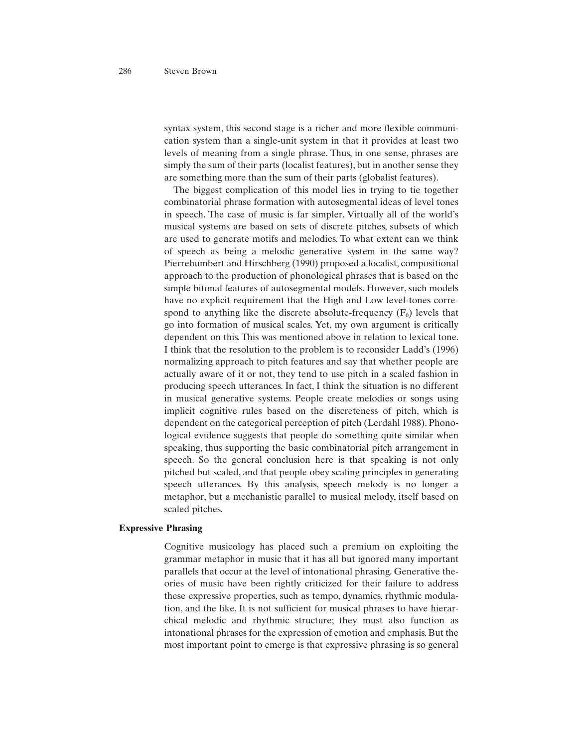syntax system, this second stage is a richer and more flexible communication system than a single-unit system in that it provides at least two levels of meaning from a single phrase. Thus, in one sense, phrases are simply the sum of their parts (localist features), but in another sense they are something more than the sum of their parts (globalist features).

The biggest complication of this model lies in trying to tie together combinatorial phrase formation with autosegmental ideas of level tones in speech. The case of music is far simpler. Virtually all of the world's musical systems are based on sets of discrete pitches, subsets of which are used to generate motifs and melodies. To what extent can we think of speech as being a melodic generative system in the same way? Pierrehumbert and Hirschberg (1990) proposed a localist, compositional approach to the production of phonological phrases that is based on the simple bitonal features of autosegmental models. However, such models have no explicit requirement that the High and Low level-tones correspond to anything like the discrete absolute-frequency ($F_0$) levels that go into formation of musical scales. Yet, my own argument is critically dependent on this. This was mentioned above in relation to lexical tone. I think that the resolution to the problem is to reconsider Ladd's (1996) normalizing approach to pitch features and say that whether people are actually aware of it or not, they tend to use pitch in a scaled fashion in producing speech utterances. In fact, I think the situation is no different in musical generative systems. People create melodies or songs using implicit cognitive rules based on the discreteness of pitch, which is dependent on the categorical perception of pitch (Lerdahl 1988). Phonological evidence suggests that people do something quite similar when speaking, thus supporting the basic combinatorial pitch arrangement in speech. So the general conclusion here is that speaking is not only pitched but scaled, and that people obey scaling principles in generating speech utterances. By this analysis, speech melody is no longer a metaphor, but a mechanistic parallel to musical melody, itself based on scaled pitches.

### Expressive Phrasing

Cognitive musicology has placed such a premium on exploiting the grammar metaphor in music that it has all but ignored many important parallels that occur at the level of intonational phrasing. Generative theories of music have been rightly criticized for their failure to address these expressive properties, such as tempo, dynamics, rhythmic modulation, and the like. It is not sufficient for musical phrases to have hierarchical melodic and rhythmic structure; they must also function as intonational phrases for the expression of emotion and emphasis. But the most important point to emerge is that expressive phrasing is so general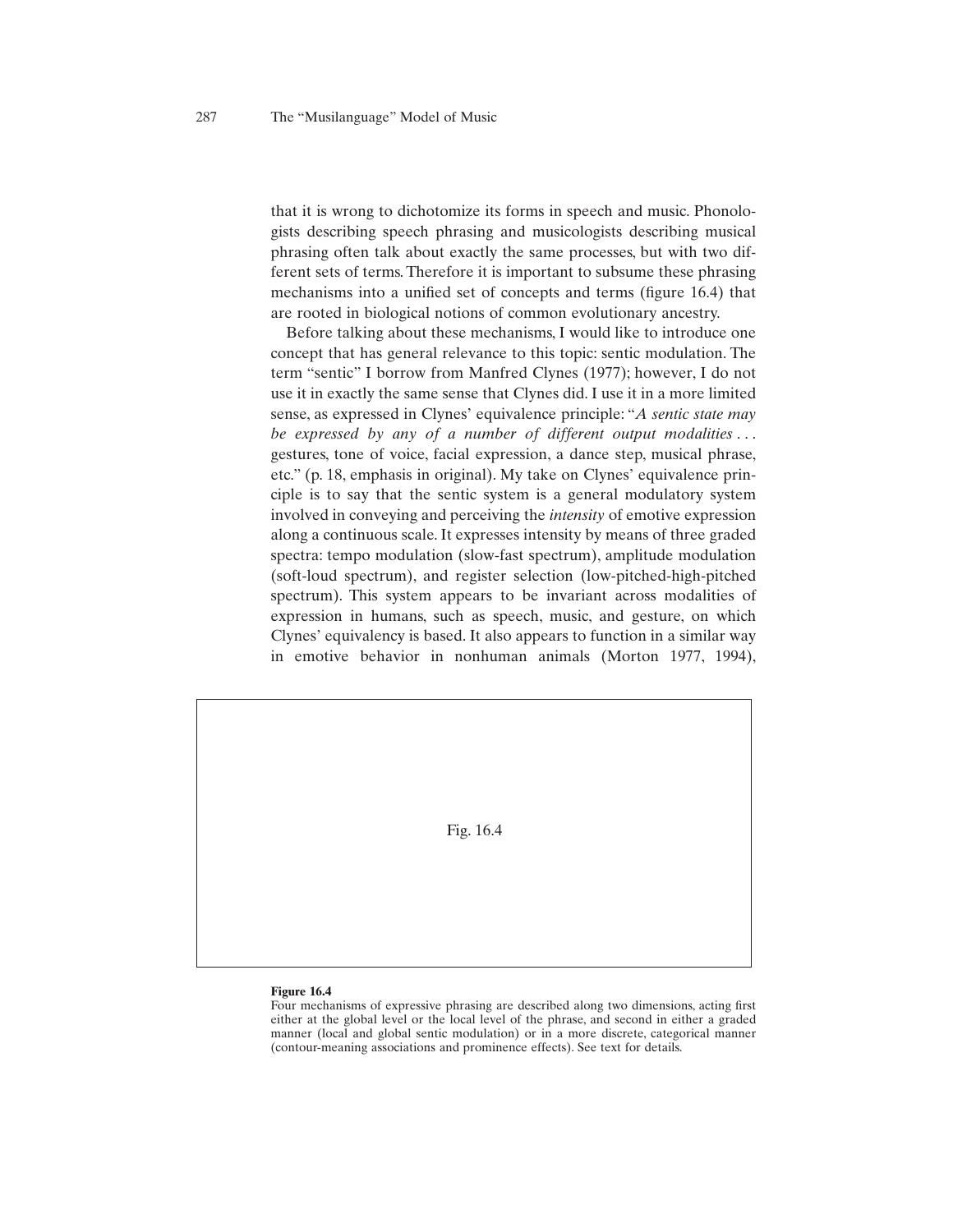that it is wrong to dichotomize its forms in speech and music. Phonologists describing speech phrasing and musicologists describing musical phrasing often talk about exactly the same processes, but with two different sets of terms. Therefore it is important to subsume these phrasing mechanisms into a unified set of concepts and terms (figure 16.4) that are rooted in biological notions of common evolutionary ancestry.

Before talking about these mechanisms, I would like to introduce one concept that has general relevance to this topic: sentic modulation. The term "sentic" I borrow from Manfred Clynes (1977); however, I do not use it in exactly the same sense that Clynes did. I use it in a more limited sense, as expressed in Clynes' equivalence principle: "*A sentic state may be expressed by any of a number of different output modalities* . . . gestures, tone of voice, facial expression, a dance step, musical phrase, etc." (p. 18, emphasis in original). My take on Clynes' equivalence principle is to say that the sentic system is a general modulatory system involved in conveying and perceiving the *intensity* of emotive expression along a continuous scale. It expresses intensity by means of three graded spectra: tempo modulation (slow-fast spectrum), amplitude modulation (soft-loud spectrum), and register selection (low-pitched-high-pitched spectrum). This system appears to be invariant across modalities of expression in humans, such as speech, music, and gesture, on which Clynes' equivalency is based. It also appears to function in a similar way in emotive behavior in nonhuman animals (Morton 1977, 1994),

Fig. 16.4

**Figure 16.4**
Four mechanisms of expressive phrasing are described along two dimensions, acting first either at the global level or the local level of the phrase, and second in either a graded manner (local and global sentic modulation) or in a more discrete, categorical manner (contour-meaning associations and prominence effects). See text for details.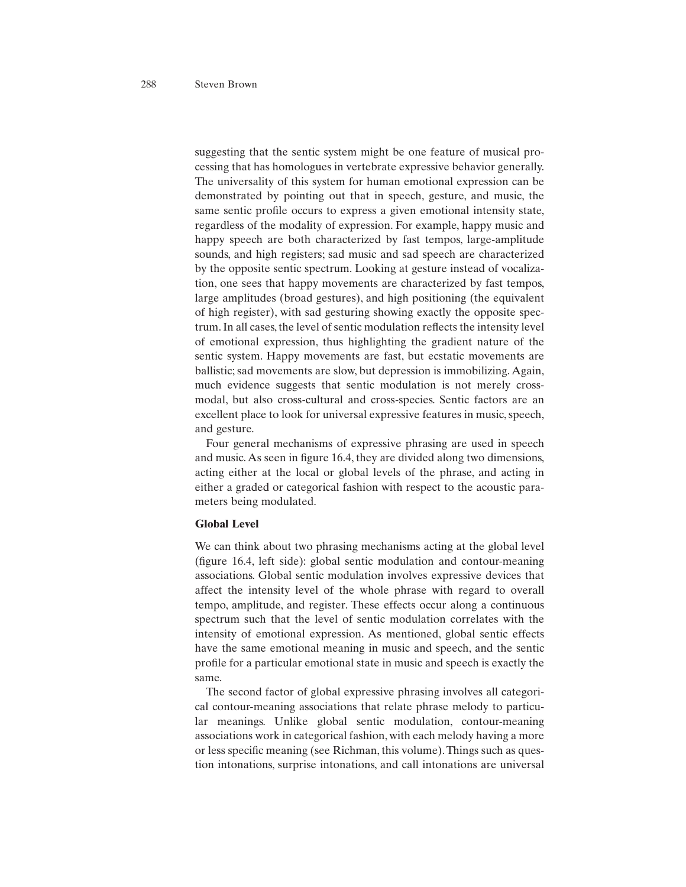suggesting that the sentic system might be one feature of musical processing that has homologues in vertebrate expressive behavior generally. The universality of this system for human emotional expression can be demonstrated by pointing out that in speech, gesture, and music, the same sentic profile occurs to express a given emotional intensity state, regardless of the modality of expression. For example, happy music and happy speech are both characterized by fast tempos, large-amplitude sounds, and high registers; sad music and sad speech are characterized by the opposite sentic spectrum. Looking at gesture instead of vocalization, one sees that happy movements are characterized by fast tempos, large amplitudes (broad gestures), and high positioning (the equivalent of high register), with sad gesturing showing exactly the opposite spectrum. In all cases, the level of sentic modulation reflects the intensity level of emotional expression, thus highlighting the gradient nature of the sentic system. Happy movements are fast, but ecstatic movements are ballistic; sad movements are slow, but depression is immobilizing. Again, much evidence suggests that sentic modulation is not merely cross-modal, but also cross-cultural and cross-species. Sentic factors are an excellent place to look for universal expressive features in music, speech, and gesture.

Four general mechanisms of expressive phrasing are used in speech and music. As seen in figure 16.4, they are divided along two dimensions, acting either at the local or global levels of the phrase, and acting in either a graded or categorical fashion with respect to the acoustic parameters being modulated.

**Global Level**

We can think about two phrasing mechanisms acting at the global level (figure 16.4, left side): global sentic modulation and contour-meaning associations. Global sentic modulation involves expressive devices that affect the intensity level of the whole phrase with regard to overall tempo, amplitude, and register. These effects occur along a continuous spectrum such that the level of sentic modulation correlates with the intensity of emotional expression. As mentioned, global sentic effects have the same emotional meaning in music and speech, and the sentic profile for a particular emotional state in music and speech is exactly the same.

The second factor of global expressive phrasing involves all categorical contour-meaning associations that relate phrase melody to particular meanings. Unlike global sentic modulation, contour-meaning associations work in categorical fashion, with each melody having a more or less specific meaning (see Richman, this volume). Things such as question intonations, surprise intonations, and call intonations are universal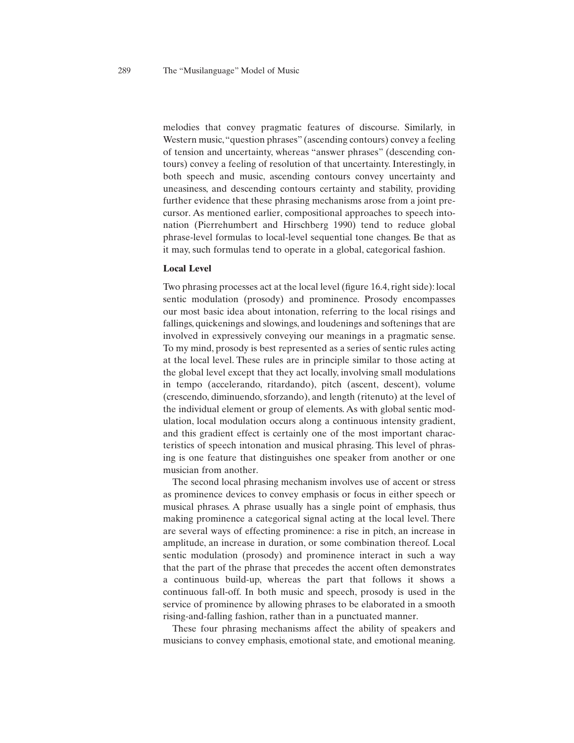melodies that convey pragmatic features of discourse. Similarly, in Western music, "question phrases" (ascending contours) convey a feeling of tension and uncertainty, whereas "answer phrases" (descending contours) convey a feeling of resolution of that uncertainty. Interestingly, in both speech and music, ascending contours convey uncertainty and uneasiness, and descending contours certainty and stability, providing further evidence that these phrasing mechanisms arose from a joint precursor. As mentioned earlier, compositional approaches to speech intonation (Pierrehumbert and Hirschberg 1990) tend to reduce global phrase-level formulas to local-level sequential tone changes. Be that as it may, such formulas tend to operate in a global, categorical fashion.

### Local Level

Two phrasing processes act at the local level (figure 16.4, right side): local sentic modulation (prosody) and prominence. Prosody encompasses our most basic idea about intonation, referring to the local risings and fallings, quickenings and slowings, and loudenings and softenings that are involved in expressively conveying our meanings in a pragmatic sense. To my mind, prosody is best represented as a series of sentic rules acting at the local level. These rules are in principle similar to those acting at the global level except that they act locally, involving small modulations in tempo (accelerando, ritardando), pitch (ascent, descent), volume (crescendo, diminuendo, sforzando), and length (ritenuto) at the level of the individual element or group of elements. As with global sentic modulation, local modulation occurs along a continuous intensity gradient, and this gradient effect is certainly one of the most important characteristics of speech intonation and musical phrasing. This level of phrasing is one feature that distinguishes one speaker from another or one musician from another.

The second local phrasing mechanism involves use of accent or stress as prominence devices to convey emphasis or focus in either speech or musical phrases. A phrase usually has a single point of emphasis, thus making prominence a categorical signal acting at the local level. There are several ways of effecting prominence: a rise in pitch, an increase in amplitude, an increase in duration, or some combination thereof. Local sentic modulation (prosody) and prominence interact in such a way that the part of the phrase that precedes the accent often demonstrates a continuous build-up, whereas the part that follows it shows a continuous fall-off. In both music and speech, prosody is used in the service of prominence by allowing phrases to be elaborated in a smooth rising-and-falling fashion, rather than in a punctuated manner.

These four phrasing mechanisms affect the ability of speakers and musicians to convey emphasis, emotional state, and emotional meaning.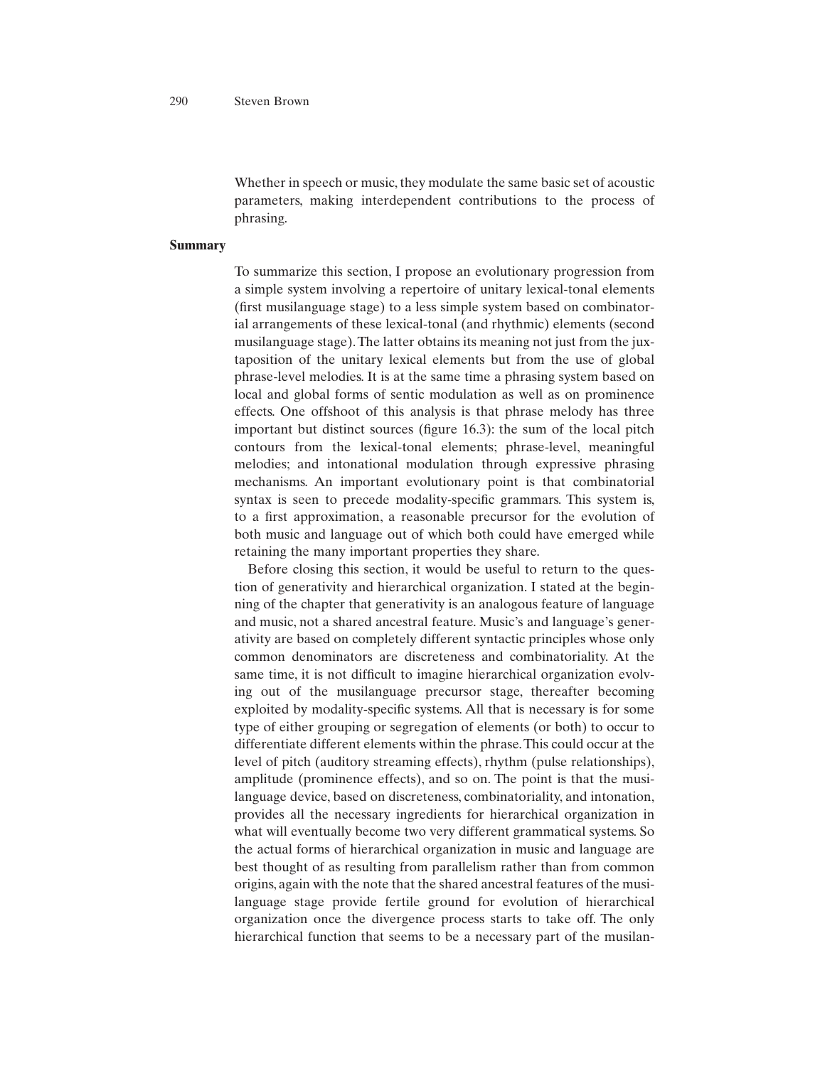Whether in speech or music, they modulate the same basic set of acoustic parameters, making interdependent contributions to the process of phrasing.

**Summary**

To summarize this section, I propose an evolutionary progression from a simple system involving a repertoire of unitary lexical-tonal elements (first musilanguage stage) to a less simple system based on combinatorial arrangements of these lexical-tonal (and rhythmic) elements (second musilanguage stage). The latter obtains its meaning not just from the juxtaposition of the unitary lexical elements but from the use of global phrase-level melodies. It is at the same time a phrasing system based on local and global forms of sentic modulation as well as on prominence effects. One offshoot of this analysis is that phrase melody has three important but distinct sources (figure 16.3): the sum of the local pitch contours from the lexical-tonal elements; phrase-level, meaningful melodies; and intonational modulation through expressive phrasing mechanisms. An important evolutionary point is that combinatorial syntax is seen to precede modality-specific grammars. This system is, to a first approximation, a reasonable precursor for the evolution of both music and language out of which both could have emerged while retaining the many important properties they share.

Before closing this section, it would be useful to return to the question of generativity and hierarchical organization. I stated at the beginning of the chapter that generativity is an analogous feature of language and music, not a shared ancestral feature. Music's and language's generativity are based on completely different syntactic principles whose only common denominators are discreteness and combinatoriality. At the same time, it is not difficult to imagine hierarchical organization evolving out of the musilanguage precursor stage, thereafter becoming exploited by modality-specific systems. All that is necessary is for some type of either grouping or segregation of elements (or both) to occur to differentiate different elements within the phrase. This could occur at the level of pitch (auditory streaming effects), rhythm (pulse relationships), amplitude (prominence effects), and so on. The point is that the musilanguage device, based on discreteness, combinatoriality, and intonation, provides all the necessary ingredients for hierarchical organization in what will eventually become two very different grammatical systems. So the actual forms of hierarchical organization in music and language are best thought of as resulting from parallelism rather than from common origins, again with the note that the shared ancestral features of the musilanguage stage provide fertile ground for evolution of hierarchical organization once the divergence process starts to take off. The only hierarchical function that seems to be a necessary part of the musilan-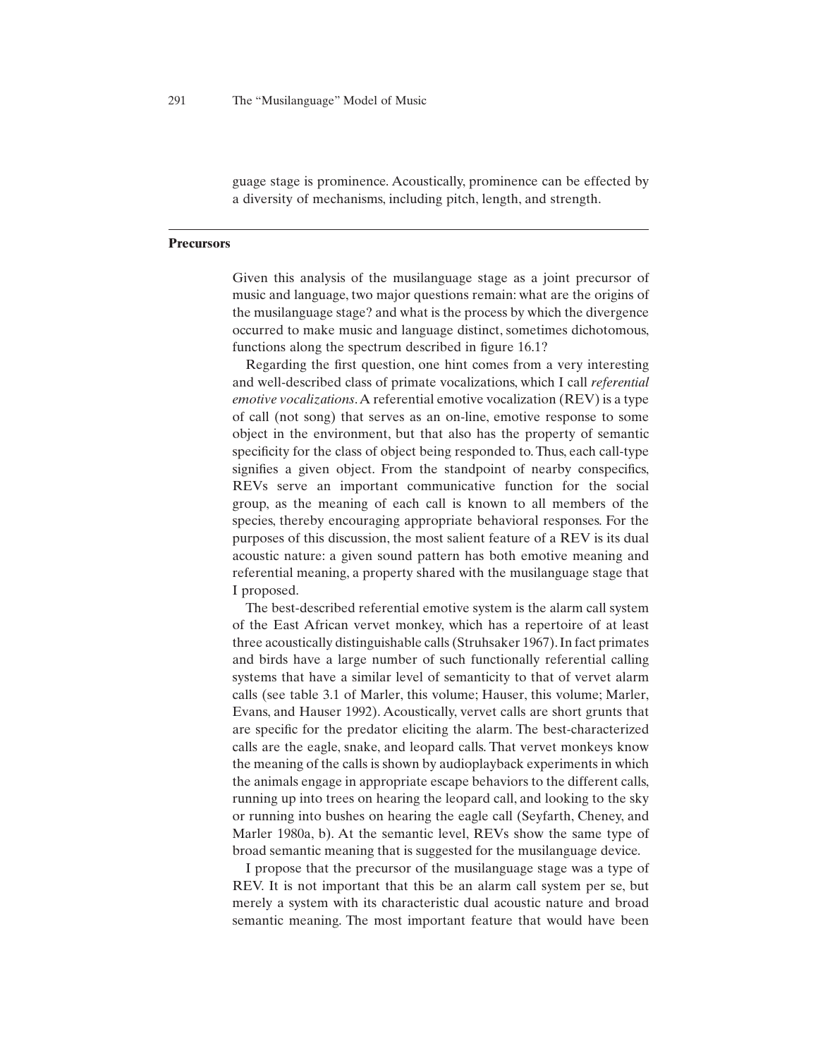guage stage is prominence. Acoustically, prominence can be effected by a diversity of mechanisms, including pitch, length, and strength.

## Precursors

Given this analysis of the musilanguage stage as a joint precursor of music and language, two major questions remain: what are the origins of the musilanguage stage? and what is the process by which the divergence occurred to make music and language distinct, sometimes dichotomous, functions along the spectrum described in figure 16.1?

Regarding the first question, one hint comes from a very interesting and well-described class of primate vocalizations, which I call *referential emotive vocalizations*. A referential emotive vocalization (REV) is a type of call (not song) that serves as an on-line, emotive response to some object in the environment, but that also has the property of semantic specificity for the class of object being responded to. Thus, each call-type signifies a given object. From the standpoint of nearby conspecifics, REVs serve an important communicative function for the social group, as the meaning of each call is known to all members of the species, thereby encouraging appropriate behavioral responses. For the purposes of this discussion, the most salient feature of a REV is its dual acoustic nature: a given sound pattern has both emotive meaning and referential meaning, a property shared with the musilanguage stage that I proposed.

The best-described referential emotive system is the alarm call system of the East African vervet monkey, which has a repertoire of at least three acoustically distinguishable calls (Struhsaker 1967). In fact primates and birds have a large number of such functionally referential calling systems that have a similar level of semanticity to that of vervet alarm calls (see table 3.1 of Marler, this volume; Hauser, this volume; Marler, Evans, and Hauser 1992). Acoustically, vervet calls are short grunts that are specific for the predator eliciting the alarm. The best-characterized calls are the eagle, snake, and leopard calls. That vervet monkeys know the meaning of the calls is shown by audioplayback experiments in which the animals engage in appropriate escape behaviors to the different calls, running up into trees on hearing the leopard call, and looking to the sky or running into bushes on hearing the eagle call (Seyfarth, Cheney, and Marler 1980a, b). At the semantic level, REVs show the same type of broad semantic meaning that is suggested for the musilanguage device.

I propose that the precursor of the musilanguage stage was a type of REV. It is not important that this be an alarm call system per se, but merely a system with its characteristic dual acoustic nature and broad semantic meaning. The most important feature that would have been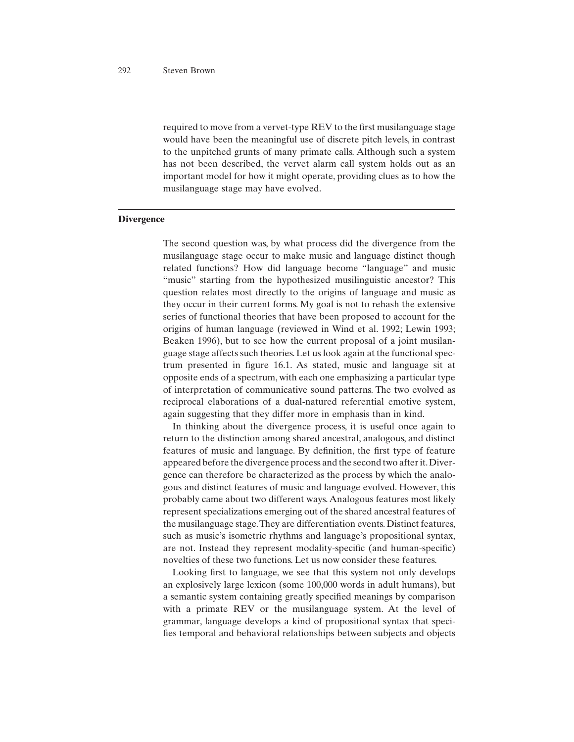required to move from a vervet-type REV to the first musilanguage stage would have been the meaningful use of discrete pitch levels, in contrast to the unpitched grunts of many primate calls. Although such a system has not been described, the vervet alarm call system holds out as an important model for how it might operate, providing clues as to how the musilanguage stage may have evolved.

## Divergence

The second question was, by what process did the divergence from the musilanguage stage occur to make music and language distinct though related functions? How did language become "language" and music "music" starting from the hypothesized musilinguistic ancestor? This question relates most directly to the origins of language and music as they occur in their current forms. My goal is not to rehash the extensive series of functional theories that have been proposed to account for the origins of human language (reviewed in Wind et al. 1992; Lewin 1993; Beaken 1996), but to see how the current proposal of a joint musilanguage stage affects such theories. Let us look again at the functional spectrum presented in figure 16.1. As stated, music and language sit at opposite ends of a spectrum, with each one emphasizing a particular type of interpretation of communicative sound patterns. The two evolved as reciprocal elaborations of a dual-natured referential emotive system, again suggesting that they differ more in emphasis than in kind.

In thinking about the divergence process, it is useful once again to return to the distinction among shared ancestral, analogous, and distinct features of music and language. By definition, the first type of feature appeared before the divergence process and the second two after it. Divergence can therefore be characterized as the process by which the analogous and distinct features of music and language evolved. However, this probably came about two different ways. Analogous features most likely represent specializations emerging out of the shared ancestral features of the musilanguage stage. They are differentiation events. Distinct features, such as music's isometric rhythms and language's propositional syntax, are not. Instead they represent modality-specific (and human-specific) novelties of these two functions. Let us now consider these features.

Looking first to language, we see that this system not only develops an explosively large lexicon (some 100,000 words in adult humans), but a semantic system containing greatly specified meanings by comparison with a primate REV or the musilanguage system. At the level of grammar, language develops a kind of propositional syntax that specifies temporal and behavioral relationships between subjects and objects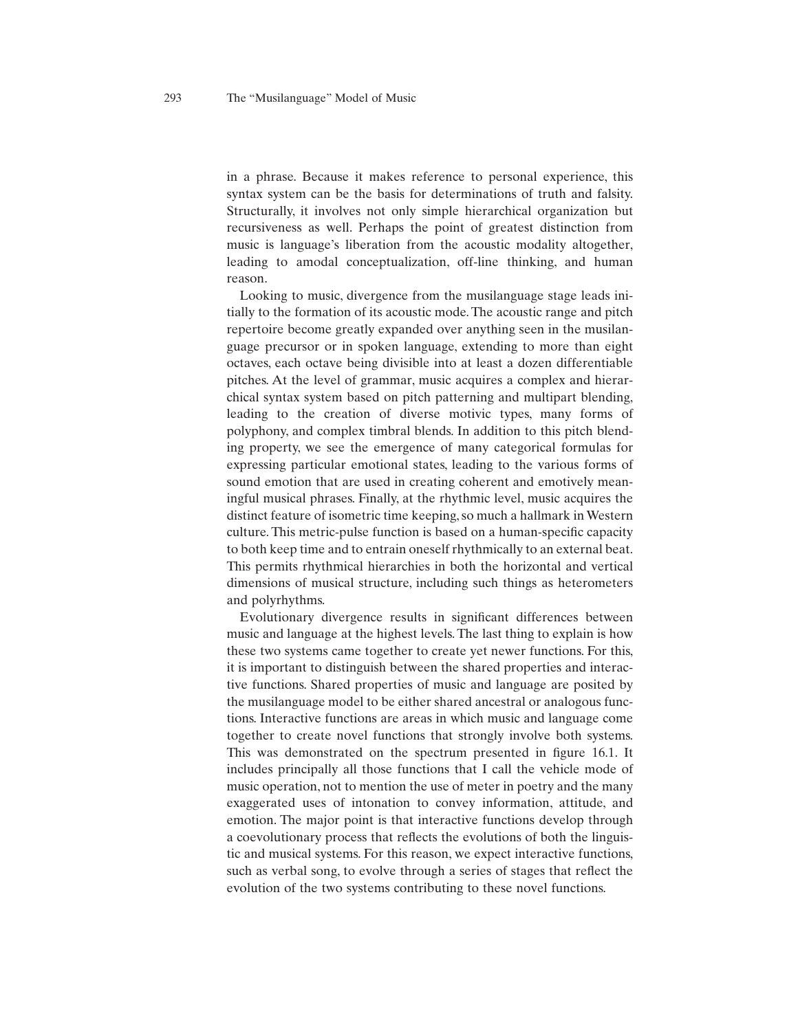in a phrase. Because it makes reference to personal experience, this syntax system can be the basis for determinations of truth and falsity. Structurally, it involves not only simple hierarchical organization but recursiveness as well. Perhaps the point of greatest distinction from music is language's liberation from the acoustic modality altogether, leading to amodal conceptualization, off-line thinking, and human reason.

Looking to music, divergence from the musilanguage stage leads initially to the formation of its acoustic mode. The acoustic range and pitch repertoire become greatly expanded over anything seen in the musilanguage precursor or in spoken language, extending to more than eight octaves, each octave being divisible into at least a dozen differentiable pitches. At the level of grammar, music acquires a complex and hierarchical syntax system based on pitch patterning and multipart blending, leading to the creation of diverse motivic types, many forms of polyphony, and complex timbral blends. In addition to this pitch blending property, we see the emergence of many categorical formulas for expressing particular emotional states, leading to the various forms of sound emotion that are used in creating coherent and emotively meaningful musical phrases. Finally, at the rhythmic level, music acquires the distinct feature of isometric time keeping, so much a hallmark in Western culture. This metric-pulse function is based on a human-specific capacity to both keep time and to entrain oneself rhythmically to an external beat. This permits rhythmical hierarchies in both the horizontal and vertical dimensions of musical structure, including such things as heterometers and polyrhythms.

Evolutionary divergence results in significant differences between music and language at the highest levels. The last thing to explain is how these two systems came together to create yet newer functions. For this, it is important to distinguish between the shared properties and interactive functions. Shared properties of music and language are posited by the musilanguage model to be either shared ancestral or analogous functions. Interactive functions are areas in which music and language come together to create novel functions that strongly involve both systems. This was demonstrated on the spectrum presented in figure 16.1. It includes principally all those functions that I call the vehicle mode of music operation, not to mention the use of meter in poetry and the many exaggerated uses of intonation to convey information, attitude, and emotion. The major point is that interactive functions develop through a coevolutionary process that reflects the evolutions of both the linguistic and musical systems. For this reason, we expect interactive functions, such as verbal song, to evolve through a series of stages that reflect the evolution of the two systems contributing to these novel functions.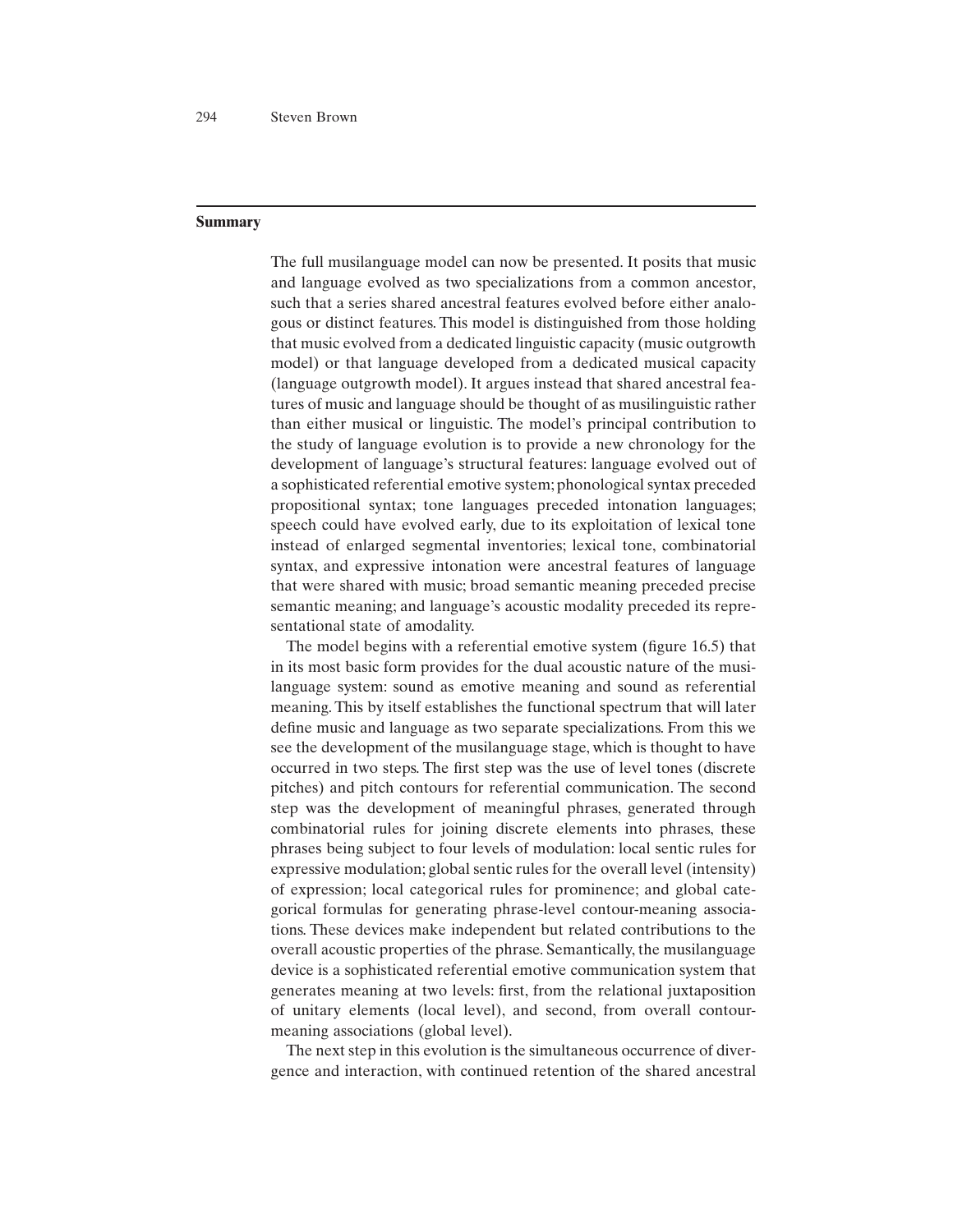## Summary

The full musilanguage model can now be presented. It posits that music and language evolved as two specializations from a common ancestor, such that a series shared ancestral features evolved before either analogous or distinct features. This model is distinguished from those holding that music evolved from a dedicated linguistic capacity (music outgrowth model) or that language developed from a dedicated musical capacity (language outgrowth model). It argues instead that shared ancestral features of music and language should be thought of as musilinguistic rather than either musical or linguistic. The model's principal contribution to the study of language evolution is to provide a new chronology for the development of language's structural features: language evolved out of a sophisticated referential emotive system; phonological syntax preceded propositional syntax; tone languages preceded intonation languages; speech could have evolved early, due to its exploitation of lexical tone instead of enlarged segmental inventories; lexical tone, combinatorial syntax, and expressive intonation were ancestral features of language that were shared with music; broad semantic meaning preceded precise semantic meaning; and language's acoustic modality preceded its representational state of amodality.

The model begins with a referential emotive system (figure 16.5) that in its most basic form provides for the dual acoustic nature of the musilanguage system: sound as emotive meaning and sound as referential meaning. This by itself establishes the functional spectrum that will later define music and language as two separate specializations. From this we see the development of the musilanguage stage, which is thought to have occurred in two steps. The first step was the use of level tones (discrete pitches) and pitch contours for referential communication. The second step was the development of meaningful phrases, generated through combinatorial rules for joining discrete elements into phrases, these phrases being subject to four levels of modulation: local sentic rules for expressive modulation; global sentic rules for the overall level (intensity) of expression; local categorical rules for prominence; and global categorical formulas for generating phrase-level contour-meaning associations. These devices make independent but related contributions to the overall acoustic properties of the phrase. Semantically, the musilanguage device is a sophisticated referential emotive communication system that generates meaning at two levels: first, from the relational juxtaposition of unitary elements (local level), and second, from overall contour-meaning associations (global level).

The next step in this evolution is the simultaneous occurrence of divergence and interaction, with continued retention of the shared ancestral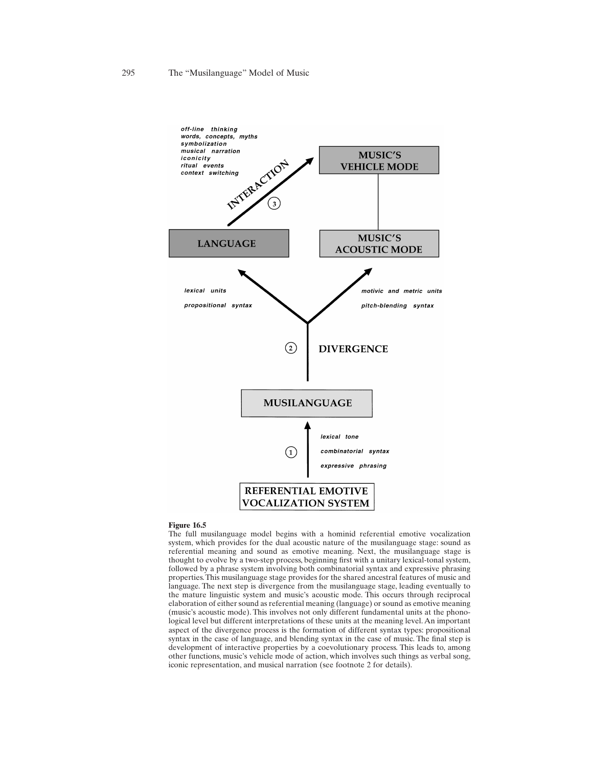**Figure 16.5**
The full musilanguage model begins with a hominid referential emotive vocalization system, which provides for the dual acoustic nature of the musilanguage stage: sound as referential meaning and sound as emotive meaning. Next, the musilanguage stage is thought to evolve by a two-step process, beginning first with a unitary lexical-tonal system, followed by a phrase system involving both combinatorial syntax and expressive phrasing properties. This musilanguage stage provides for the shared ancestral features of music and language. The next step is divergence from the musilanguage stage, leading eventually to the mature linguistic system and music's acoustic mode. This occurs through reciprocal elaboration of either sound as referential meaning (language) or sound as emotive meaning (music's acoustic mode). This involves not only different fundamental units at the phonological level but different interpretations of these units at the meaning level. An important aspect of the divergence process is the formation of different syntax types: propositional syntax in the case of language, and blending syntax in the case of music. The final step is development of interactive properties by a coevolutionary process. This leads to, among other functions, music's vehicle mode of action, which involves such things as verbal song, iconic representation, and musical narration (see footnote 2 for details).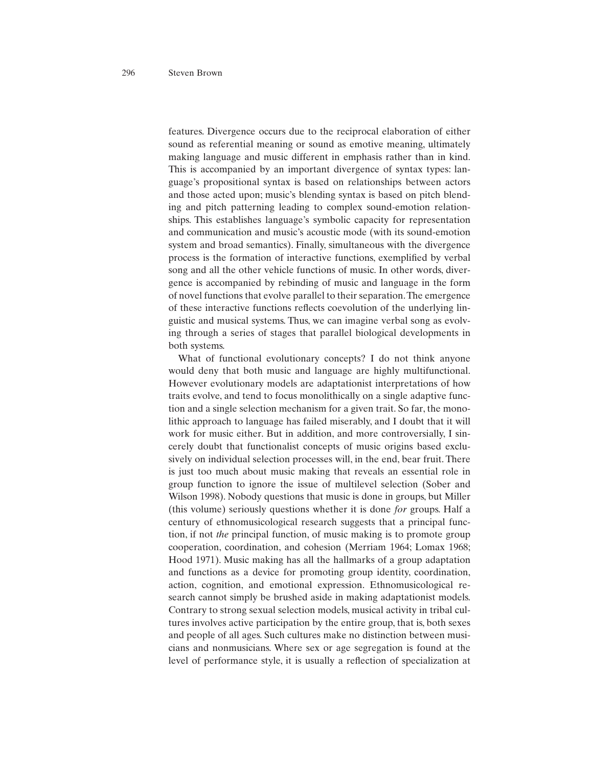features. Divergence occurs due to the reciprocal elaboration of either sound as referential meaning or sound as emotive meaning, ultimately making language and music different in emphasis rather than in kind. This is accompanied by an important divergence of syntax types: language's propositional syntax is based on relationships between actors and those acted upon; music's blending syntax is based on pitch blending and pitch patterning leading to complex sound-emotion relationships. This establishes language's symbolic capacity for representation and communication and music's acoustic mode (with its sound-emotion system and broad semantics). Finally, simultaneous with the divergence process is the formation of interactive functions, exemplified by verbal song and all the other vehicle functions of music. In other words, divergence is accompanied by rebinding of music and language in the form of novel functions that evolve parallel to their separation. The emergence of these interactive functions reflects coevolution of the underlying linguistic and musical systems. Thus, we can imagine verbal song as evolving through a series of stages that parallel biological developments in both systems.

What of functional evolutionary concepts? I do not think anyone would deny that both music and language are highly multifunctional. However evolutionary models are adaptationist interpretations of how traits evolve, and tend to focus monolithically on a single adaptive function and a single selection mechanism for a given trait. So far, the monolithic approach to language has failed miserably, and I doubt that it will work for music either. But in addition, and more controversially, I sincerely doubt that functionalist concepts of music origins based exclusively on individual selection processes will, in the end, bear fruit. There is just too much about music making that reveals an essential role in group function to ignore the issue of multilevel selection (Sober and Wilson 1998). Nobody questions that music is done in groups, but Miller (this volume) seriously questions whether it is done *for* groups. Half a century of ethnomusicological research suggests that a principal function, if not *the* principal function, of music making is to promote group cooperation, coordination, and cohesion (Merriam 1964; Lomax 1968; Hood 1971). Music making has all the hallmarks of a group adaptation and functions as a device for promoting group identity, coordination, action, cognition, and emotional expression. Ethnomusicological research cannot simply be brushed aside in making adaptationist models. Contrary to strong sexual selection models, musical activity in tribal cultures involves active participation by the entire group, that is, both sexes and people of all ages. Such cultures make no distinction between musicians and nonmusicians. Where sex or age segregation is found at the level of performance style, it is usually a reflection of specialization at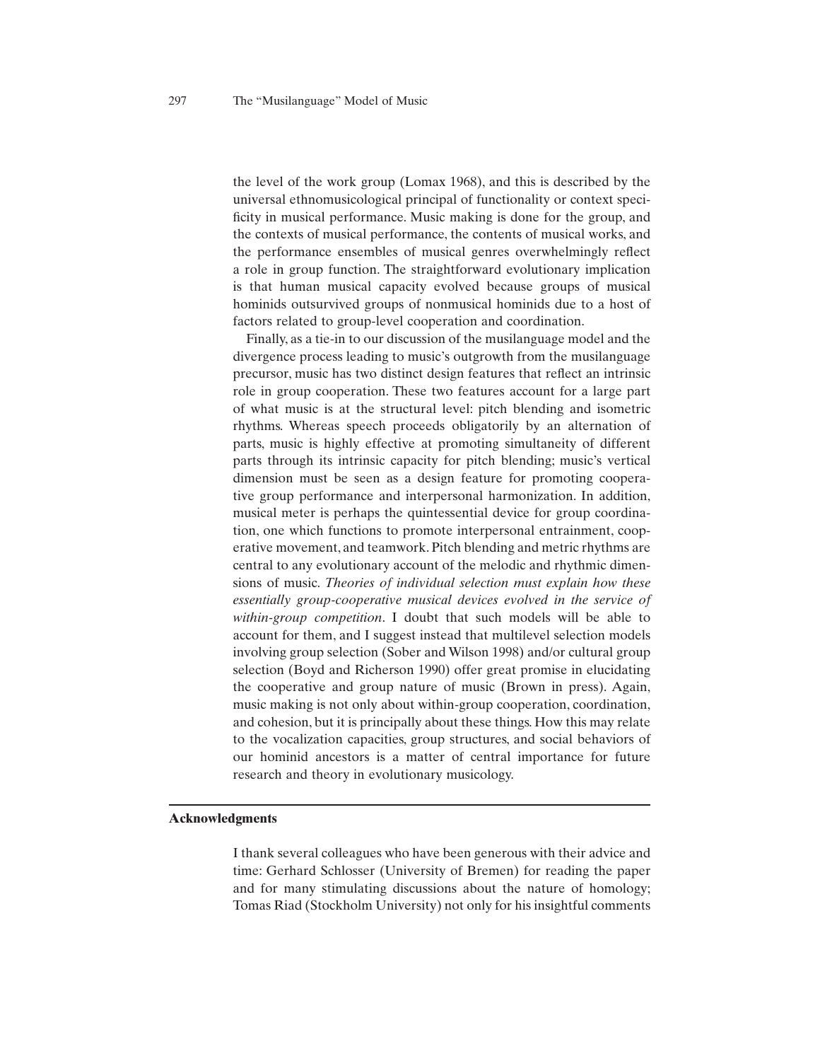the level of the work group (Lomax 1968), and this is described by the universal ethnomusicological principal of functionality or context specificity in musical performance. Music making is done for the group, and the contexts of musical performance, the contents of musical works, and the performance ensembles of musical genres overwhelmingly reflect a role in group function. The straightforward evolutionary implication is that human musical capacity evolved because groups of musical hominids outsurvived groups of nonmusical hominids due to a host of factors related to group-level cooperation and coordination.

Finally, as a tie-in to our discussion of the musilanguage model and the divergence process leading to music's outgrowth from the musilanguage precursor, music has two distinct design features that reflect an intrinsic role in group cooperation. These two features account for a large part of what music is at the structural level: pitch blending and isometric rhythms. Whereas speech proceeds obligatorily by an alternation of parts, music is highly effective at promoting simultaneity of different parts through its intrinsic capacity for pitch blending; music's vertical dimension must be seen as a design feature for promoting cooperative group performance and interpersonal harmonization. In addition, musical meter is perhaps the quintessential device for group coordination, one which functions to promote interpersonal entrainment, cooperative movement, and teamwork. Pitch blending and metric rhythms are central to any evolutionary account of the melodic and rhythmic dimensions of music. *Theories of individual selection must explain how these essentially group-cooperative musical devices evolved in the service of within-group competition*. I doubt that such models will be able to account for them, and I suggest instead that multilevel selection models involving group selection (Sober and Wilson 1998) and/or cultural group selection (Boyd and Richerson 1990) offer great promise in elucidating the cooperative and group nature of music (Brown in press). Again, music making is not only about within-group cooperation, coordination, and cohesion, but it is principally about these things. How this may relate to the vocalization capacities, group structures, and social behaviors of our hominid ancestors is a matter of central importance for future research and theory in evolutionary musicology.

## Acknowledgments

I thank several colleagues who have been generous with their advice and time: Gerhard Schlosser (University of Bremen) for reading the paper and for many stimulating discussions about the nature of homology; Tomas Riad (Stockholm University) not only for his insightful comments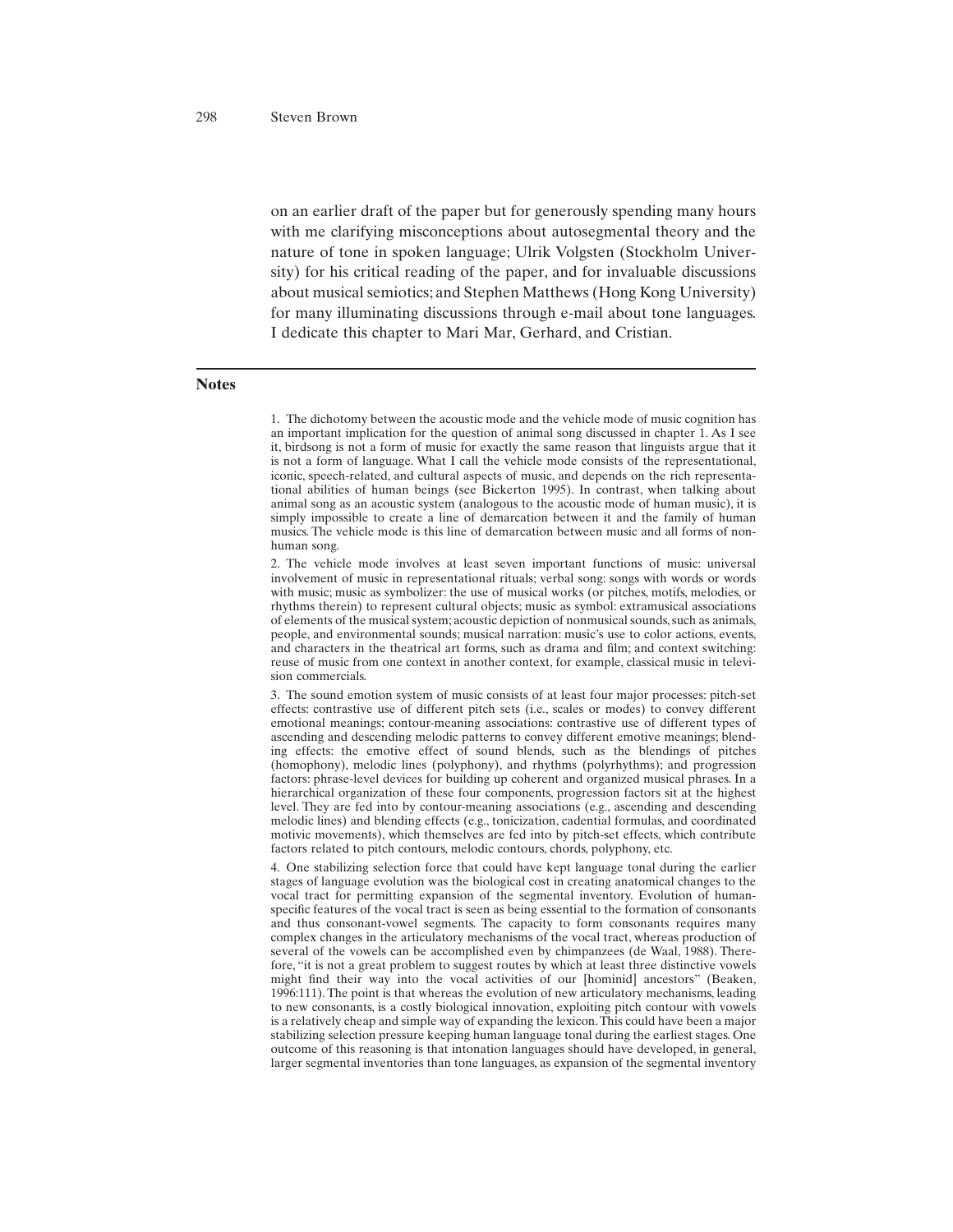on an earlier draft of the paper but for generously spending many hours with me clarifying misconceptions about autosegmental theory and the nature of tone in spoken language; Ulrik Volgsten (Stockholm University) for his critical reading of the paper, and for invaluable discussions about musical semiotics; and Stephen Matthews (Hong Kong University) for many illuminating discussions through e-mail about tone languages. I dedicate this chapter to Mari Mar, Gerhard, and Cristian.

## Notes

1. The dichotomy between the acoustic mode and the vehicle mode of music cognition has an important implication for the question of animal song discussed in chapter 1. As I see it, birdsong is not a form of music for exactly the same reason that linguists argue that it is not a form of language. What I call the vehicle mode consists of the representational, iconic, speech-related, and cultural aspects of music, and depends on the rich representational abilities of human beings (see Bickerton 1995). In contrast, when talking about animal song as an acoustic system (analogous to the acoustic mode of human music), it is simply impossible to create a line of demarcation between it and the family of human musics. The vehicle mode is this line of demarcation between music and all forms of nonhuman song.

2. The vehicle mode involves at least seven important functions of music: universal involvement of music in representational rituals; verbal song: songs with words or words with music; music as symbolizer: the use of musical works (or pitches, motifs, melodies, or rhythms therein) to represent cultural objects; music as symbol: extramusical associations of elements of the musical system; acoustic depiction of nonmusical sounds, such as animals, people, and environmental sounds; musical narration: music's use to color actions, events, and characters in the theatrical art forms, such as drama and film; and context switching: reuse of music from one context in another context, for example, classical music in television commercials.

3. The sound emotion system of music consists of at least four major processes: pitch-set effects: contrastive use of different pitch sets (i.e., scales or modes) to convey different emotional meanings; contour-meaning associations: contrastive use of different types of ascending and descending melodic patterns to convey different emotive meanings; blending effects: the emotive effect of sound blends, such as the blendings of pitches (homophony), melodic lines (polyphony), and rhythms (polyrhythms); and progression factors: phrase-level devices for building up coherent and organized musical phrases. In a hierarchical organization of these four components, progression factors sit at the highest level. They are fed into by contour-meaning associations (e.g., ascending and descending melodic lines) and blending effects (e.g., tonicization, cadential formulas, and coordinated motivic movements), which themselves are fed into by pitch-set effects, which contribute factors related to pitch contours, melodic contours, chords, polyphony, etc.

4. One stabilizing selection force that could have kept language tonal during the earlier stages of language evolution was the biological cost in creating anatomical changes to the vocal tract for permitting expansion of the segmental inventory. Evolution of human-specific features of the vocal tract is seen as being essential to the formation of consonants and thus consonant-vowel segments. The capacity to form consonants requires many complex changes in the articulatory mechanisms of the vocal tract, whereas production of several of the vowels can be accomplished even by chimpanzees (de Waal, 1988). Therefore, "it is not a great problem to suggest routes by which at least three distinctive vowels might find their way into the vocal activities of our [hominid] ancestors" (Beaken, 1996:111). The point is that whereas the evolution of new articulatory mechanisms, leading to new consonants, is a costly biological innovation, exploiting pitch contour with vowels is a relatively cheap and simple way of expanding the lexicon. This could have been a major stabilizing selection pressure keeping human language tonal during the earliest stages. One outcome of this reasoning is that intonation languages should have developed, in general, larger segmental inventories than tone languages, as expansion of the segmental inventory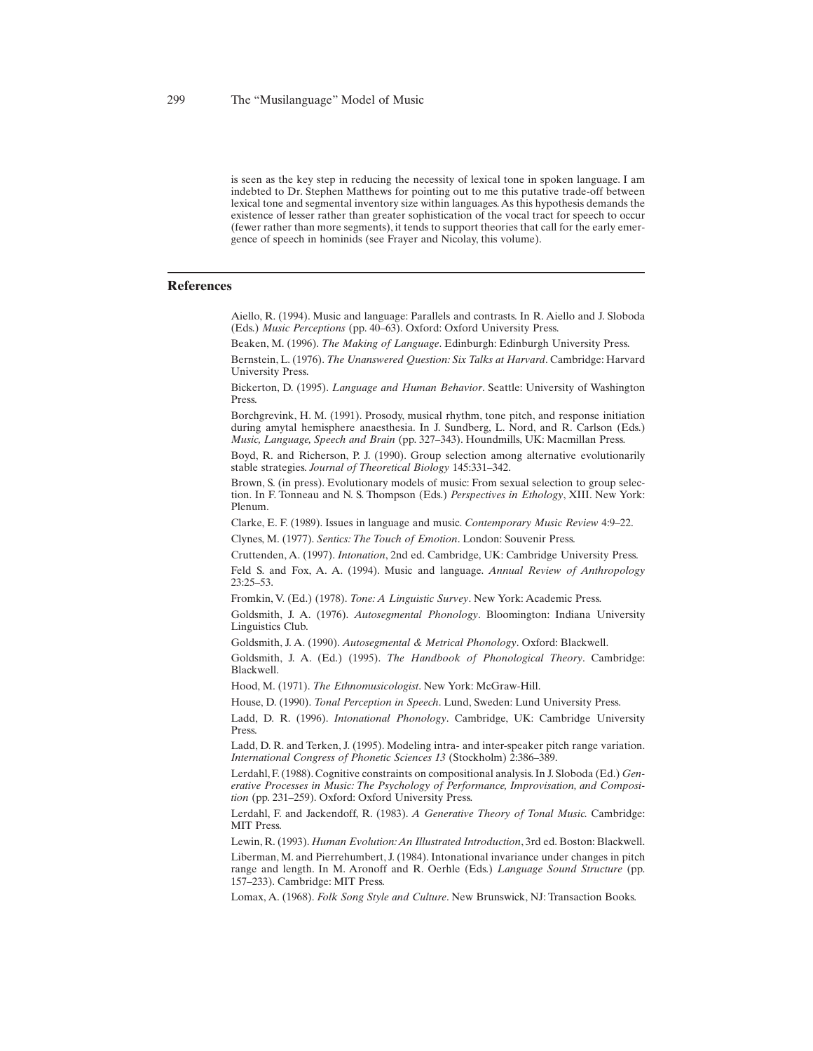is seen as the key step in reducing the necessity of lexical tone in spoken language. I am indebted to Dr. Stephen Matthews for pointing out to me this putative trade-off between lexical tone and segmental inventory size within languages. As this hypothesis demands the existence of lesser rather than greater sophistication of the vocal tract for speech to occur (fewer rather than more segments), it tends to support theories that call for the early emergence of speech in hominids (see Frayer and Nicolay, this volume).

## References

Aiello, R. (1994). Music and language: Parallels and contrasts. In R. Aiello and J. Sloboda (Eds.) *Music Perceptions* (pp. 40–63). Oxford: Oxford University Press.

Beaken, M. (1996). *The Making of Language*. Edinburgh: Edinburgh University Press.

Bernstein, L. (1976). *The Unanswered Question: Six Talks at Harvard*. Cambridge: Harvard University Press.

Bickerton, D. (1995). *Language and Human Behavior*. Seattle: University of Washington Press.

Borchgrevink, H. M. (1991). Prosody, musical rhythm, tone pitch, and response initiation during amytal hemisphere anaesthesia. In J. Sundberg, L. Nord, and R. Carlson (Eds.) *Music, Language, Speech and Brain* (pp. 327–343). Houndmills, UK: Macmillan Press.

Boyd, R. and Richerson, P. J. (1990). Group selection among alternative evolutionarily stable strategies. *Journal of Theoretical Biology* 145:331–342.

Brown, S. (in press). Evolutionary models of music: From sexual selection to group selection. In F. Tonneau and N. S. Thompson (Eds.) *Perspectives in Ethology*, XIII. New York: Plenum.

Clarke, E. F. (1989). Issues in language and music. *Contemporary Music Review* 4:9–22.

Clynes, M. (1977). *Sentics: The Touch of Emotion*. London: Souvenir Press.

Cruttenden, A. (1997). *Intonation*, 2nd ed. Cambridge, UK: Cambridge University Press.

Feld S. and Fox, A. A. (1994). Music and language. *Annual Review of Anthropology* 23:25–53.

Fromkin, V. (Ed.) (1978). *Tone: A Linguistic Survey*. New York: Academic Press.

Goldsmith, J. A. (1976). *Autosegmental Phonology*. Bloomington: Indiana University Linguistics Club.

Goldsmith, J. A. (1990). *Autosegmental & Metrical Phonology*. Oxford: Blackwell.

Goldsmith, J. A. (Ed.) (1995). *The Handbook of Phonological Theory*. Cambridge: Blackwell.

Hood, M. (1971). *The Ethnomusicologist*. New York: McGraw-Hill.

House, D. (1990). *Tonal Perception in Speech*. Lund, Sweden: Lund University Press.

Ladd, D. R. (1996). *Intonational Phonology*. Cambridge, UK: Cambridge University Press.

Ladd, D. R. and Terken, J. (1995). Modeling intra- and inter-speaker pitch range variation. *International Congress of Phonetic Sciences 13* (Stockholm) 2:386–389.

Lerdahl, F. (1988). Cognitive constraints on compositional analysis. In J. Sloboda (Ed.) *Generative Processes in Music: The Psychology of Performance, Improvisation, and Composition* (pp. 231–259). Oxford: Oxford University Press.

Lerdahl, F. and Jackendoff, R. (1983). *A Generative Theory of Tonal Music.* Cambridge: MIT Press.

Lewin, R. (1993). *Human Evolution: An Illustrated Introduction*, 3rd ed. Boston: Blackwell.

Liberman, M. and Pierrehumbert, J. (1984). Intonational invariance under changes in pitch range and length. In M. Aronoff and R. Oerhle (Eds.) *Language Sound Structure* (pp. 157–233). Cambridge: MIT Press.

Lomax, A. (1968). *Folk Song Style and Culture*. New Brunswick, NJ: Transaction Books.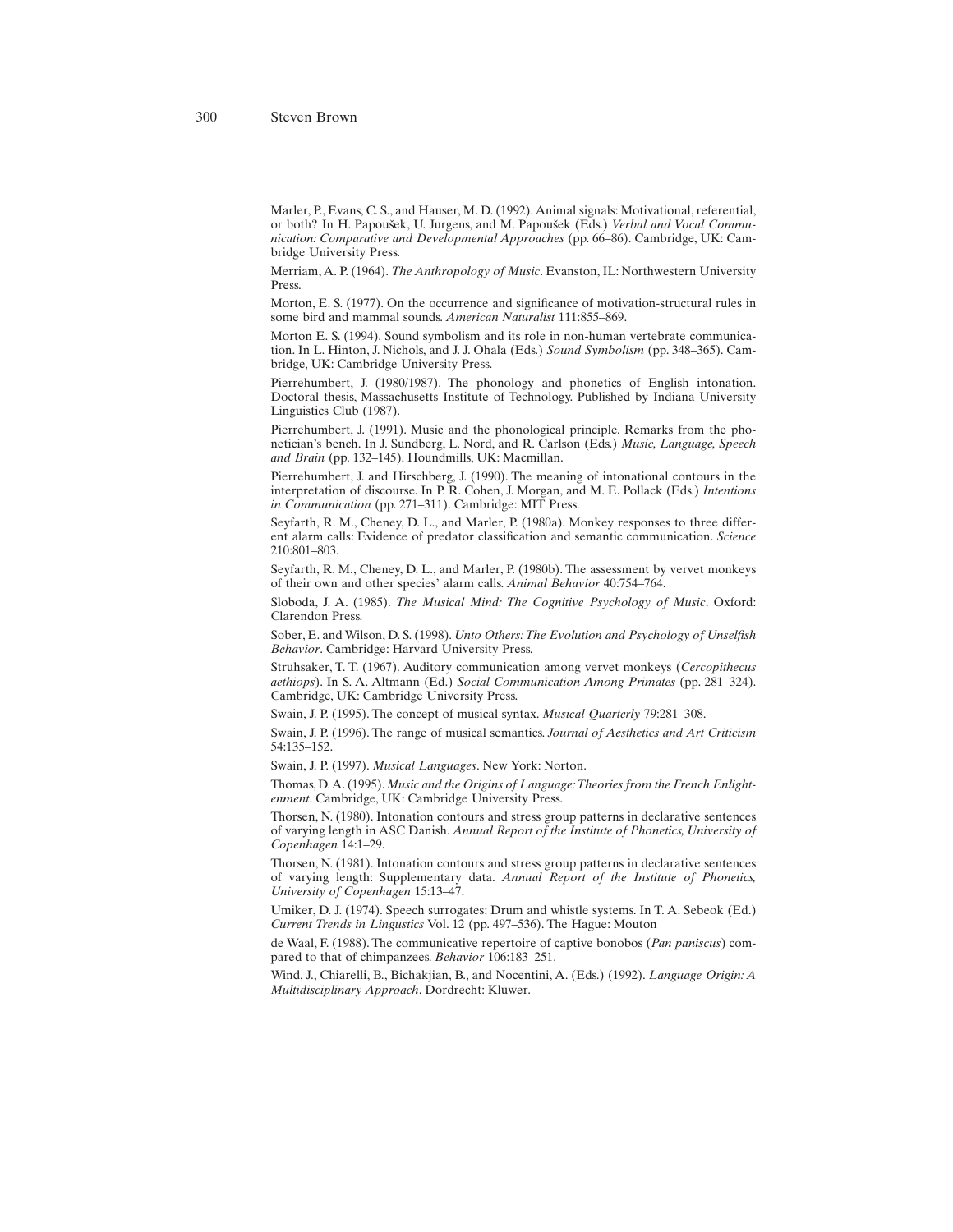Marler, P., Evans, C. S., and Hauser, M. D. (1992). Animal signals: Motivational, referential, or both? In H. Papoušek, U. Jurgens, and M. Papoušek (Eds.) *Verbal and Vocal Communication: Comparative and Developmental Approaches* (pp. 66–86). Cambridge, UK: Cambridge University Press.

Merriam, A. P. (1964). *The Anthropology of Music*. Evanston, IL: Northwestern University Press.

Morton, E. S. (1977). On the occurrence and significance of motivation-structural rules in some bird and mammal sounds. *American Naturalist* 111:855–869.

Morton E. S. (1994). Sound symbolism and its role in non-human vertebrate communication. In L. Hinton, J. Nichols, and J. J. Ohala (Eds.) *Sound Symbolism* (pp. 348–365). Cambridge, UK: Cambridge University Press.

Pierrehumbert, J. (1980/1987). The phonology and phonetics of English intonation. Doctoral thesis, Massachusetts Institute of Technology. Published by Indiana University Linguistics Club (1987).

Pierrehumbert, J. (1991). Music and the phonological principle. Remarks from the phonetician's bench. In J. Sundberg, L. Nord, and R. Carlson (Eds.) *Music, Language, Speech and Brain* (pp. 132–145). Houndmills, UK: Macmillan.

Pierrehumbert, J. and Hirschberg, J. (1990). The meaning of intonational contours in the interpretation of discourse. In P. R. Cohen, J. Morgan, and M. E. Pollack (Eds.) *Intentions in Communication* (pp. 271–311). Cambridge: MIT Press.

Seyfarth, R. M., Cheney, D. L., and Marler, P. (1980a). Monkey responses to three different alarm calls: Evidence of predator classification and semantic communication. *Science* 210:801–803.

Seyfarth, R. M., Cheney, D. L., and Marler, P. (1980b). The assessment by vervet monkeys of their own and other species' alarm calls. *Animal Behavior* 40:754–764.

Sloboda, J. A. (1985). *The Musical Mind: The Cognitive Psychology of Music*. Oxford: Clarendon Press.

Sober, E. and Wilson, D. S. (1998). *Unto Others: The Evolution and Psychology of Unselfish Behavior*. Cambridge: Harvard University Press.

Struhsaker, T. T. (1967). Auditory communication among vervet monkeys (*Cercopithecus aethiops*). In S. A. Altmann (Ed.) *Social Communication Among Primates* (pp. 281–324). Cambridge, UK: Cambridge University Press.

Swain, J. P. (1995). The concept of musical syntax. *Musical Quarterly* 79:281–308.

Swain, J. P. (1996). The range of musical semantics. *Journal of Aesthetics and Art Criticism* 54:135–152.

Swain, J. P. (1997). *Musical Languages*. New York: Norton.

Thomas, D. A. (1995). *Music and the Origins of Language: Theories from the French Enlightenment*. Cambridge, UK: Cambridge University Press.

Thorsen, N. (1980). Intonation contours and stress group patterns in declarative sentences of varying length in ASC Danish. *Annual Report of the Institute of Phonetics, University of Copenhagen* 14:1–29.

Thorsen, N. (1981). Intonation contours and stress group patterns in declarative sentences of varying length: Supplementary data. *Annual Report of the Institute of Phonetics, University of Copenhagen* 15:13–47.

Umiker, D. J. (1974). Speech surrogates: Drum and whistle systems. In T. A. Sebeok (Ed.) *Current Trends in Lingustics* Vol. 12 (pp. 497–536). The Hague: Mouton

de Waal, F. (1988). The communicative repertoire of captive bonobos (*Pan paniscus*) compared to that of chimpanzees. *Behavior* 106:183–251.

Wind, J., Chiarelli, B., Bichakjian, B., and Nocentini, A. (Eds.) (1992). *Language Origin: A Multidisciplinary Approach*. Dordrecht: Kluwer.